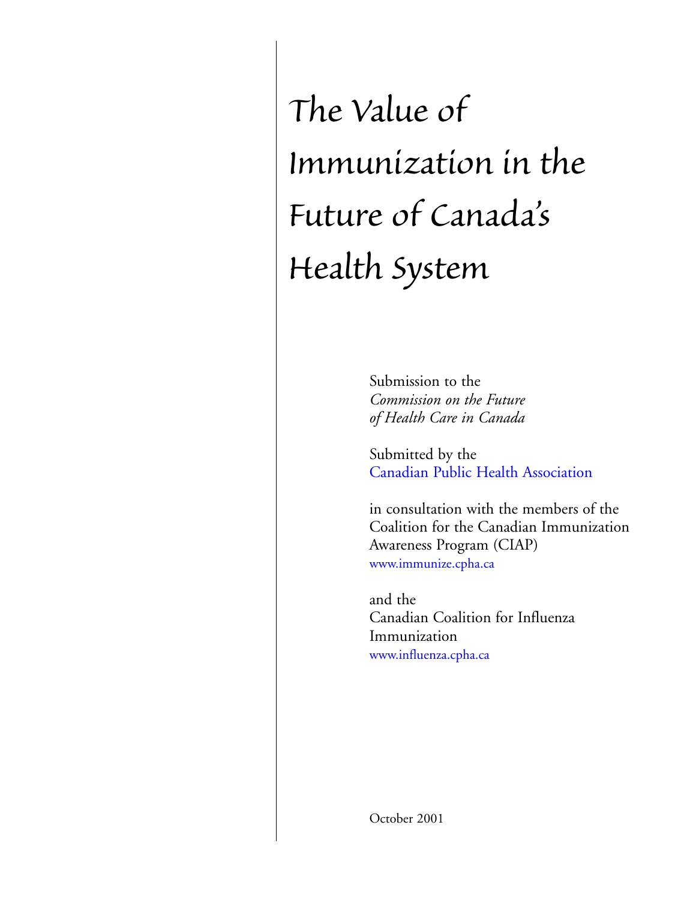# The Value of Immunization in the Future of Canada's Health System

Submission to the
*Commission on the Future of Health Care in Canada*

Submitted by the
Canadian Public Health Association

in consultation with the members of the Coalition for the Canadian Immunization Awareness Program (CIAP)
www.immunize.cpha.ca

and the
Canadian Coalition for Influenza Immunization
www.influenza.cpha.ca

October 2001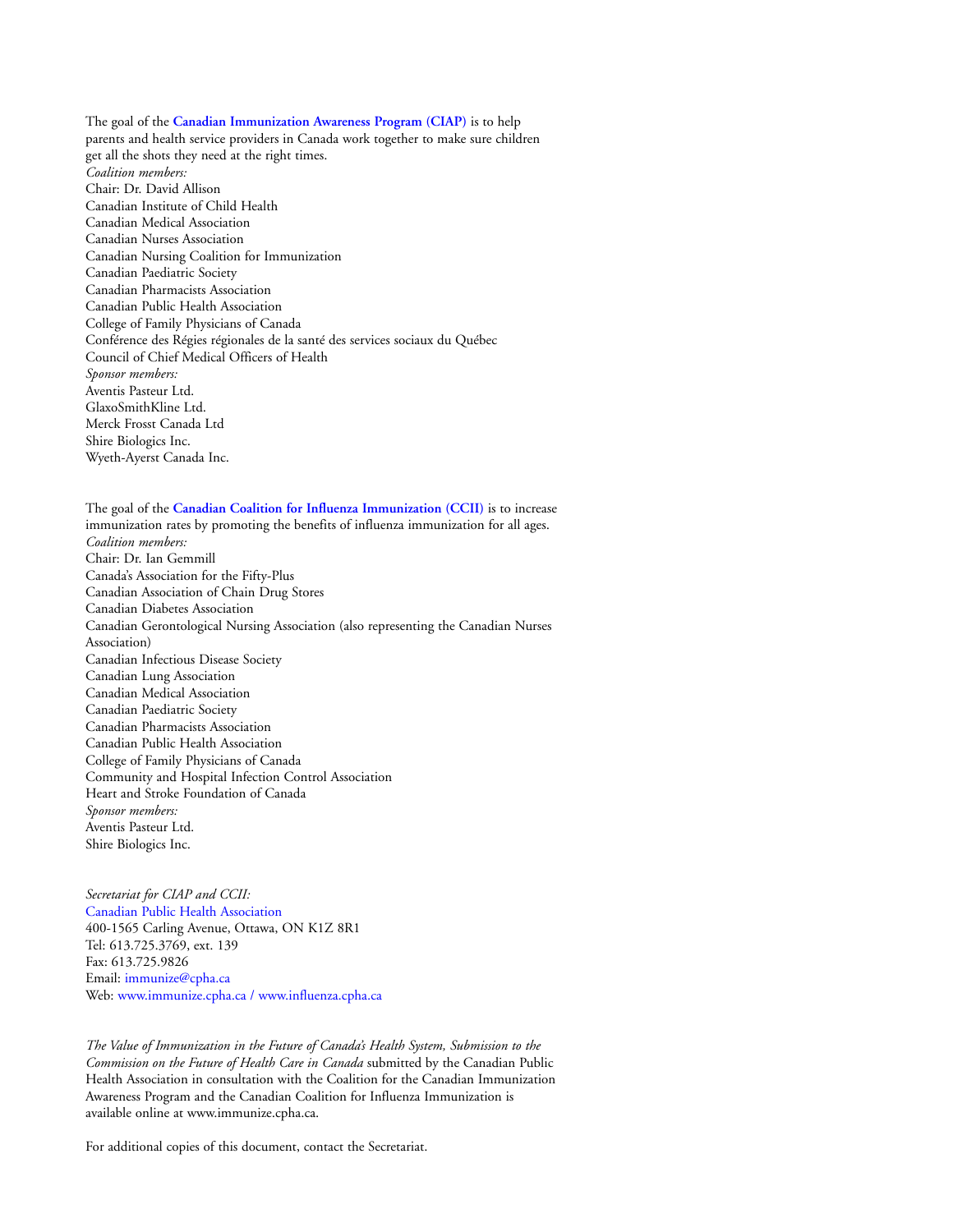The goal of the **Canadian Immunization Awareness Program (CIAP)** is to help parents and health service providers in Canada work together to make sure children get all the shots they need at the right times.

*Coalition members:*

Chair: Dr. David Allison
Canadian Institute of Child Health
Canadian Medical Association
Canadian Nurses Association
Canadian Nursing Coalition for Immunization
Canadian Paediatric Society
Canadian Pharmacists Association
Canadian Public Health Association
College of Family Physicians of Canada
Conférence des Régies régionales de la santé des services sociaux du Québec
Council of Chief Medical Officers of Health

*Sponsor members:*

Aventis Pasteur Ltd.
GlaxoSmithKline Ltd.
Merck Frosst Canada Ltd
Shire Biologics Inc.
Wyeth-Ayerst Canada Inc.

The goal of the **Canadian Coalition for Influenza Immunization (CCII)** is to increase immunization rates by promoting the benefits of influenza immunization for all ages.

*Coalition members:*

Chair: Dr. Ian Gemmill
Canada's Association for the Fifty-Plus
Canadian Association of Chain Drug Stores
Canadian Diabetes Association
Canadian Gerontological Nursing Association (also representing the Canadian Nurses Association)
Canadian Infectious Disease Society
Canadian Lung Association
Canadian Medical Association
Canadian Paediatric Society
Canadian Pharmacists Association
Canadian Public Health Association
College of Family Physicians of Canada
Community and Hospital Infection Control Association
Heart and Stroke Foundation of Canada

*Sponsor members:*

Aventis Pasteur Ltd.
Shire Biologics Inc.

*Secretariat for CIAP and CCII:*

Canadian Public Health Association
400-1565 Carling Avenue, Ottawa, ON K1Z 8R1
Tel: 613.725.3769, ext. 139
Fax: 613.725.9826
Email: immunize@cpha.ca
Web: www.immunize.cpha.ca / www.influenza.cpha.ca

*The Value of Immunization in the Future of Canada's Health System, Submission to the Commission on the Future of Health Care in Canada* submitted by the Canadian Public Health Association in consultation with the Coalition for the Canadian Immunization Awareness Program and the Canadian Coalition for Influenza Immunization is available online at www.immunize.cpha.ca.

For additional copies of this document, contact the Secretariat.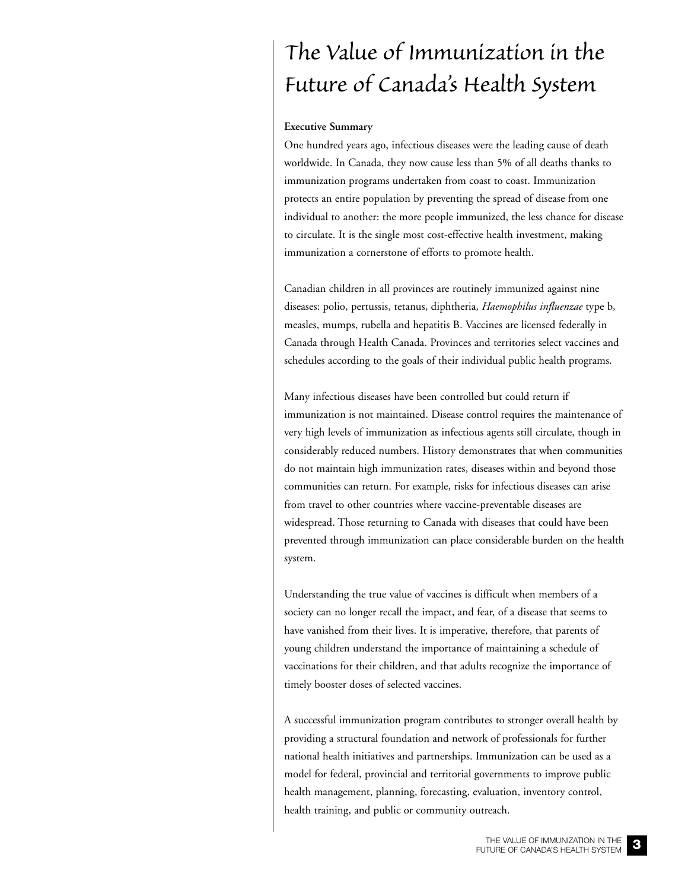# The Value of Immunization in the Future of Canada's Health System

**Executive Summary**

One hundred years ago, infectious diseases were the leading cause of death worldwide. In Canada, they now cause less than 5% of all deaths thanks to immunization programs undertaken from coast to coast. Immunization protects an entire population by preventing the spread of disease from one individual to another: the more people immunized, the less chance for disease to circulate. It is the single most cost-effective health investment, making immunization a cornerstone of efforts to promote health.

Canadian children in all provinces are routinely immunized against nine diseases: polio, pertussis, tetanus, diphtheria, *Haemophilus influenzae* type b, measles, mumps, rubella and hepatitis B. Vaccines are licensed federally in Canada through Health Canada. Provinces and territories select vaccines and schedules according to the goals of their individual public health programs.

Many infectious diseases have been controlled but could return if immunization is not maintained. Disease control requires the maintenance of very high levels of immunization as infectious agents still circulate, though in considerably reduced numbers. History demonstrates that when communities do not maintain high immunization rates, diseases within and beyond those communities can return. For example, risks for infectious diseases can arise from travel to other countries where vaccine-preventable diseases are widespread. Those returning to Canada with diseases that could have been prevented through immunization can place considerable burden on the health system.

Understanding the true value of vaccines is difficult when members of a society can no longer recall the impact, and fear, of a disease that seems to have vanished from their lives. It is imperative, therefore, that parents of young children understand the importance of maintaining a schedule of vaccinations for their children, and that adults recognize the importance of timely booster doses of selected vaccines.

A successful immunization program contributes to stronger overall health by providing a structural foundation and network of professionals for further national health initiatives and partnerships. Immunization can be used as a model for federal, provincial and territorial governments to improve public health management, planning, forecasting, evaluation, inventory control, health training, and public or community outreach.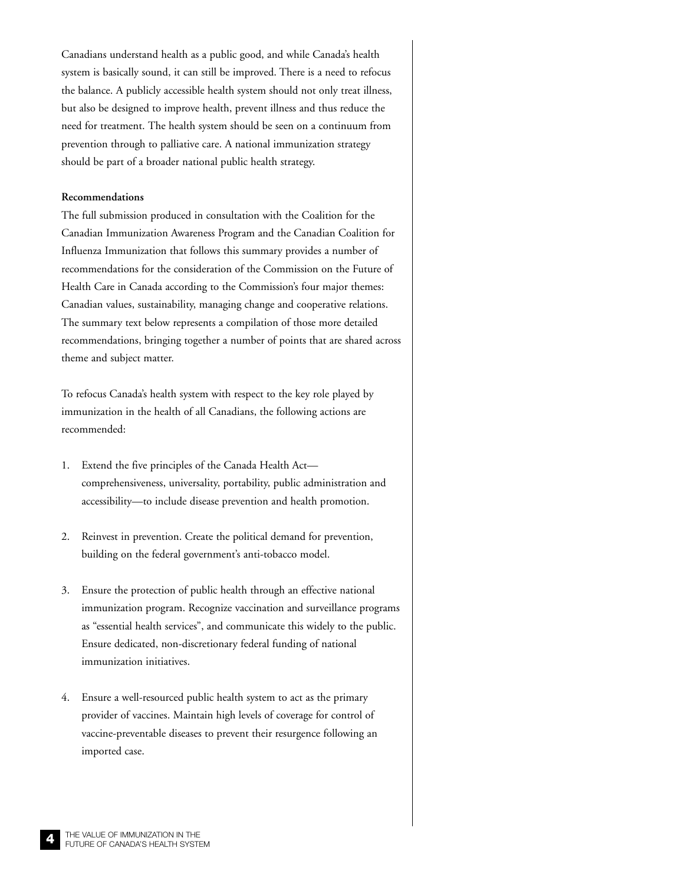Canadians understand health as a public good, and while Canada's health system is basically sound, it can still be improved. There is a need to refocus the balance. A publicly accessible health system should not only treat illness, but also be designed to improve health, prevent illness and thus reduce the need for treatment. The health system should be seen on a continuum from prevention through to palliative care. A national immunization strategy should be part of a broader national public health strategy.

**Recommendations**

The full submission produced in consultation with the Coalition for the Canadian Immunization Awareness Program and the Canadian Coalition for Influenza Immunization that follows this summary provides a number of recommendations for the consideration of the Commission on the Future of Health Care in Canada according to the Commission's four major themes: Canadian values, sustainability, managing change and cooperative relations. The summary text below represents a compilation of those more detailed recommendations, bringing together a number of points that are shared across theme and subject matter.

To refocus Canada's health system with respect to the key role played by immunization in the health of all Canadians, the following actions are recommended:

1. Extend the five principles of the Canada Health Act—comprehensiveness, universality, portability, public administration and accessibility—to include disease prevention and health promotion.

2. Reinvest in prevention. Create the political demand for prevention, building on the federal government's anti-tobacco model.

3. Ensure the protection of public health through an effective national immunization program. Recognize vaccination and surveillance programs as "essential health services", and communicate this widely to the public. Ensure dedicated, non-discretionary federal funding of national immunization initiatives.

4. Ensure a well-resourced public health system to act as the primary provider of vaccines. Maintain high levels of coverage for control of vaccine-preventable diseases to prevent their resurgence following an imported case.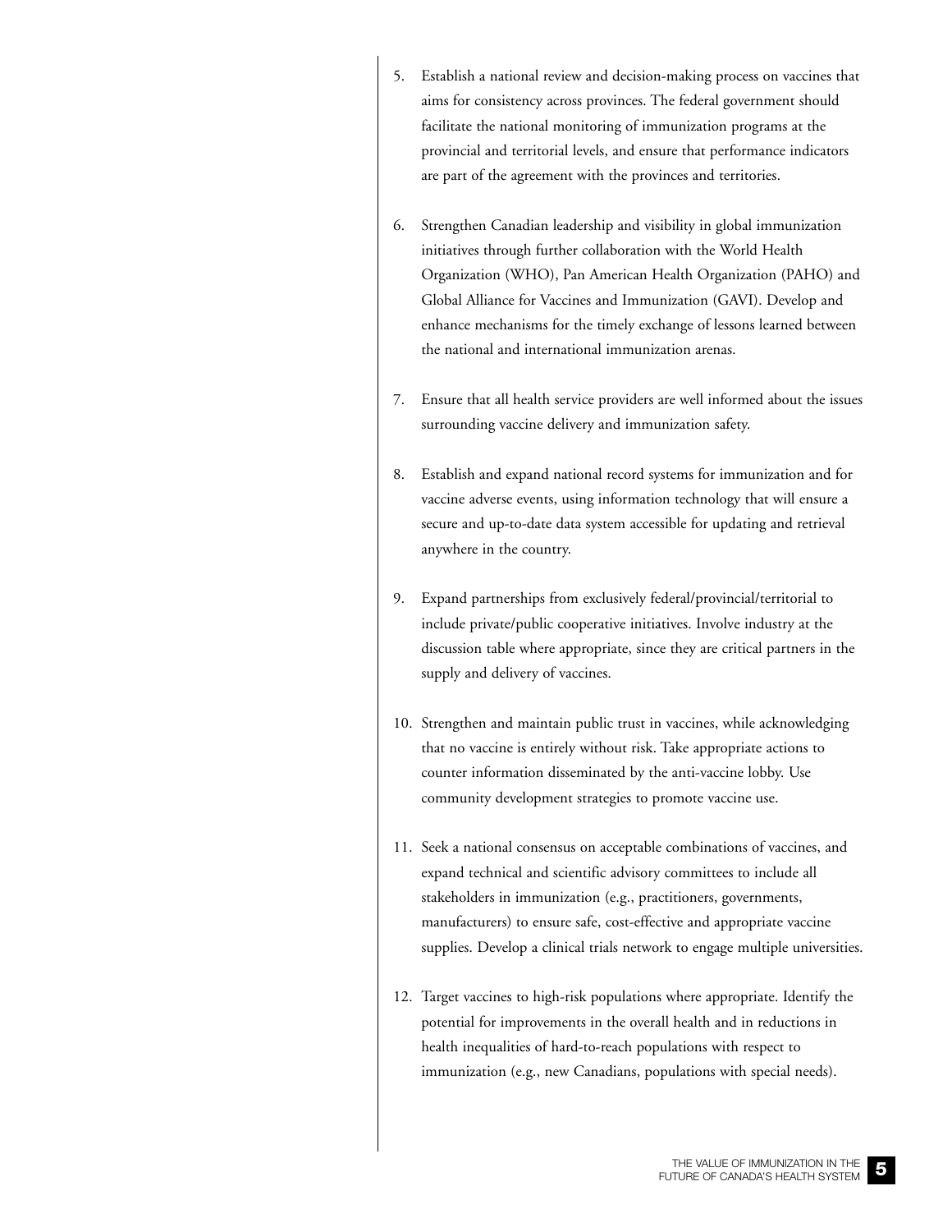5. Establish a national review and decision-making process on vaccines that aims for consistency across provinces. The federal government should facilitate the national monitoring of immunization programs at the provincial and territorial levels, and ensure that performance indicators are part of the agreement with the provinces and territories.

6. Strengthen Canadian leadership and visibility in global immunization initiatives through further collaboration with the World Health Organization (WHO), Pan American Health Organization (PAHO) and Global Alliance for Vaccines and Immunization (GAVI). Develop and enhance mechanisms for the timely exchange of lessons learned between the national and international immunization arenas.

7. Ensure that all health service providers are well informed about the issues surrounding vaccine delivery and immunization safety.

8. Establish and expand national record systems for immunization and for vaccine adverse events, using information technology that will ensure a secure and up-to-date data system accessible for updating and retrieval anywhere in the country.

9. Expand partnerships from exclusively federal/provincial/territorial to include private/public cooperative initiatives. Involve industry at the discussion table where appropriate, since they are critical partners in the supply and delivery of vaccines.

10. Strengthen and maintain public trust in vaccines, while acknowledging that no vaccine is entirely without risk. Take appropriate actions to counter information disseminated by the anti-vaccine lobby. Use community development strategies to promote vaccine use.

11. Seek a national consensus on acceptable combinations of vaccines, and expand technical and scientific advisory committees to include all stakeholders in immunization (e.g., practitioners, governments, manufacturers) to ensure safe, cost-effective and appropriate vaccine supplies. Develop a clinical trials network to engage multiple universities.

12. Target vaccines to high-risk populations where appropriate. Identify the potential for improvements in the overall health and in reductions in health inequalities of hard-to-reach populations with respect to immunization (e.g., new Canadians, populations with special needs).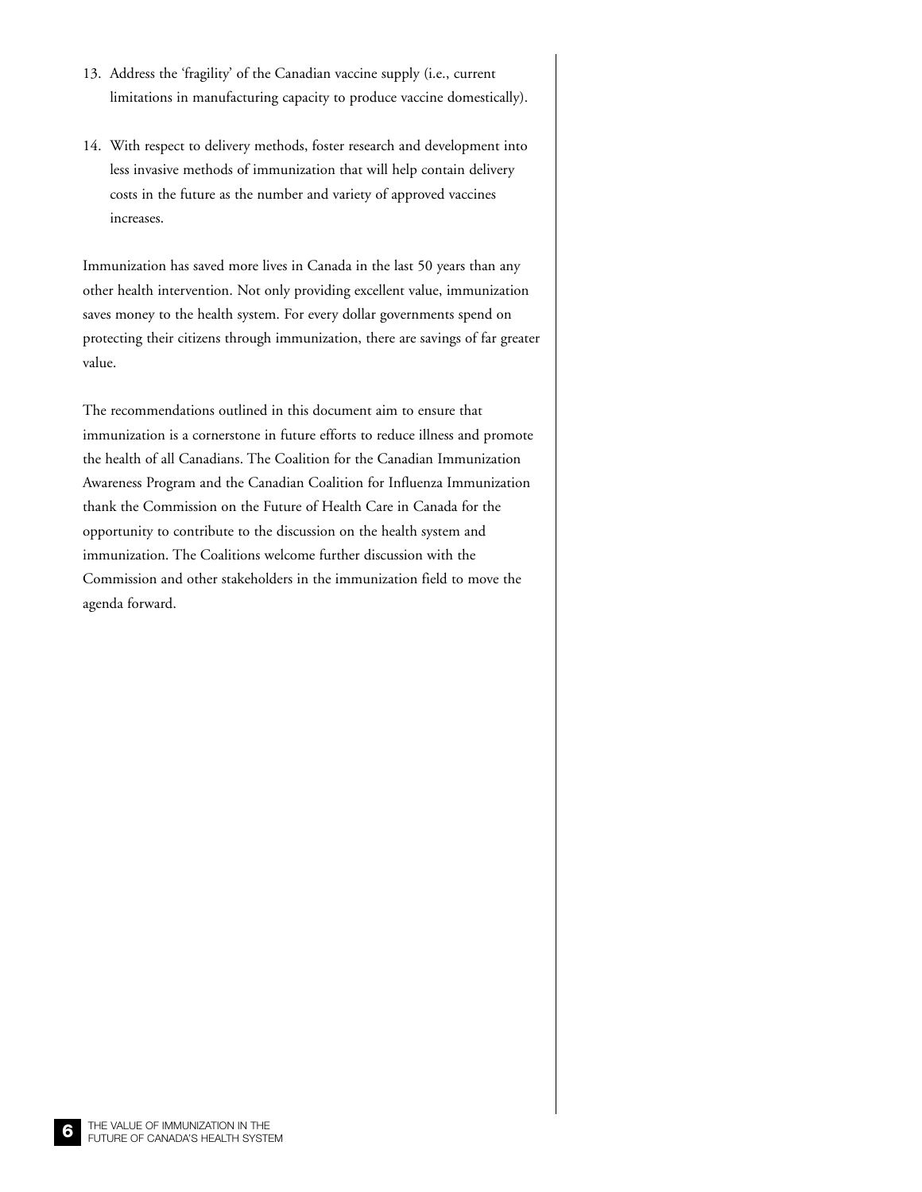13. Address the 'fragility' of the Canadian vaccine supply (i.e., current limitations in manufacturing capacity to produce vaccine domestically).

14. With respect to delivery methods, foster research and development into less invasive methods of immunization that will help contain delivery costs in the future as the number and variety of approved vaccines increases.

Immunization has saved more lives in Canada in the last 50 years than any other health intervention. Not only providing excellent value, immunization saves money to the health system. For every dollar governments spend on protecting their citizens through immunization, there are savings of far greater value.

The recommendations outlined in this document aim to ensure that immunization is a cornerstone in future efforts to reduce illness and promote the health of all Canadians. The Coalition for the Canadian Immunization Awareness Program and the Canadian Coalition for Influenza Immunization thank the Commission on the Future of Health Care in Canada for the opportunity to contribute to the discussion on the health system and immunization. The Coalitions welcome further discussion with the Commission and other stakeholders in the immunization field to move the agenda forward.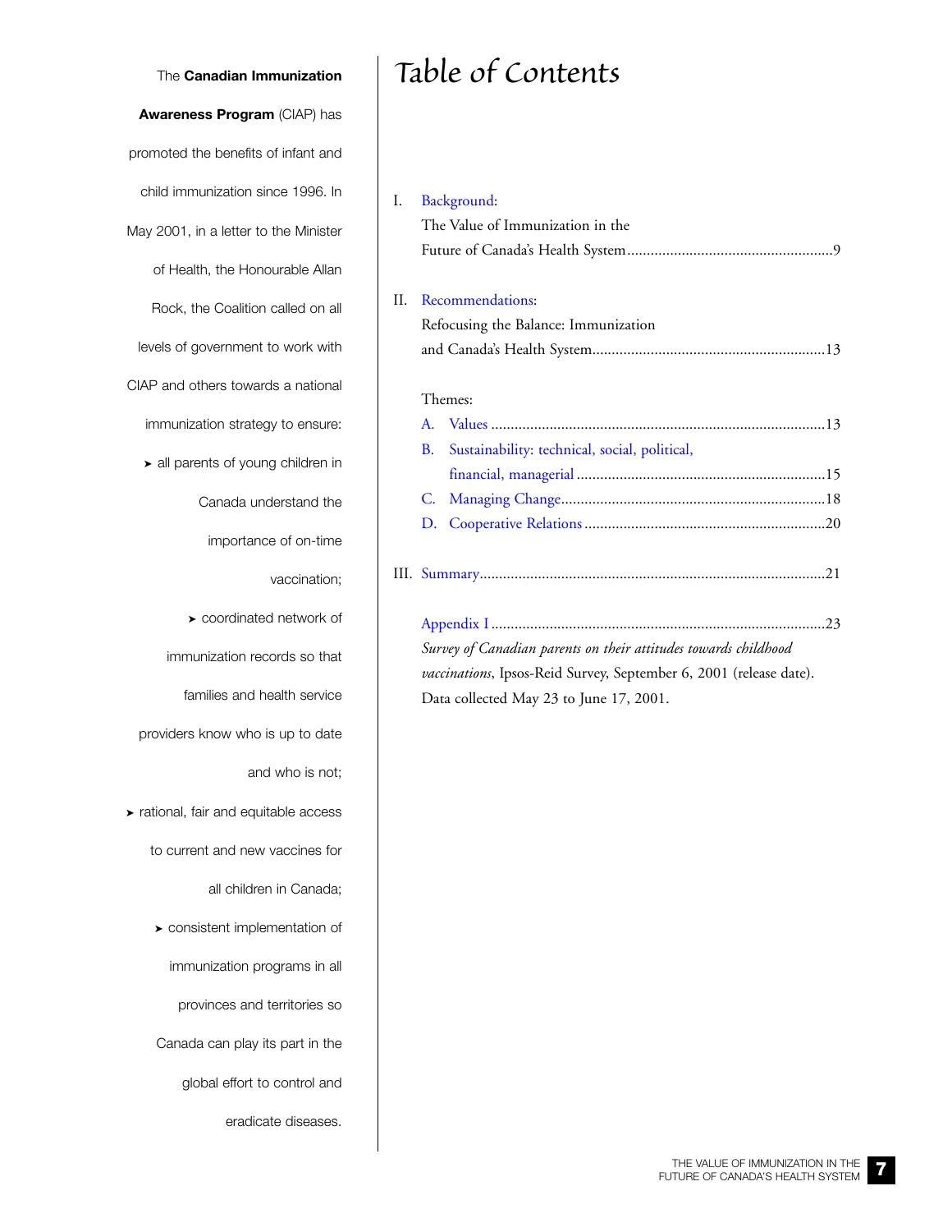The **Canadian Immunization Awareness Program** (CIAP) has promoted the benefits of infant and child immunization since 1996. In May 2001, in a letter to the Minister of Health, the Honourable Allan Rock, the Coalition called on all levels of government to work with CIAP and others towards a national immunization strategy to ensure:

- all parents of young children in Canada understand the importance of on-time vaccination;
- coordinated network of immunization records so that families and health service providers know who is up to date and who is not;
- rational, fair and equitable access to current and new vaccines for all children in Canada;
- consistent implementation of immunization programs in all provinces and territories so Canada can play its part in the global effort to control and eradicate diseases.

# Table of Contents

I. Background:
The Value of Immunization in the Future of Canada's Health System .......... 9

II. Recommendations:
Refocusing the Balance: Immunization and Canada's Health System .......... 13

Themes:

A. Values .......... 13
B. Sustainability: technical, social, political, financial, managerial .......... 15
C. Managing Change .......... 18
D. Cooperative Relations .......... 20

III. Summary .......... 21

Appendix I .......... 23
*Survey of Canadian parents on their attitudes towards childhood vaccinations*, Ipsos-Reid Survey, September 6, 2001 (release date). Data collected May 23 to June 17, 2001.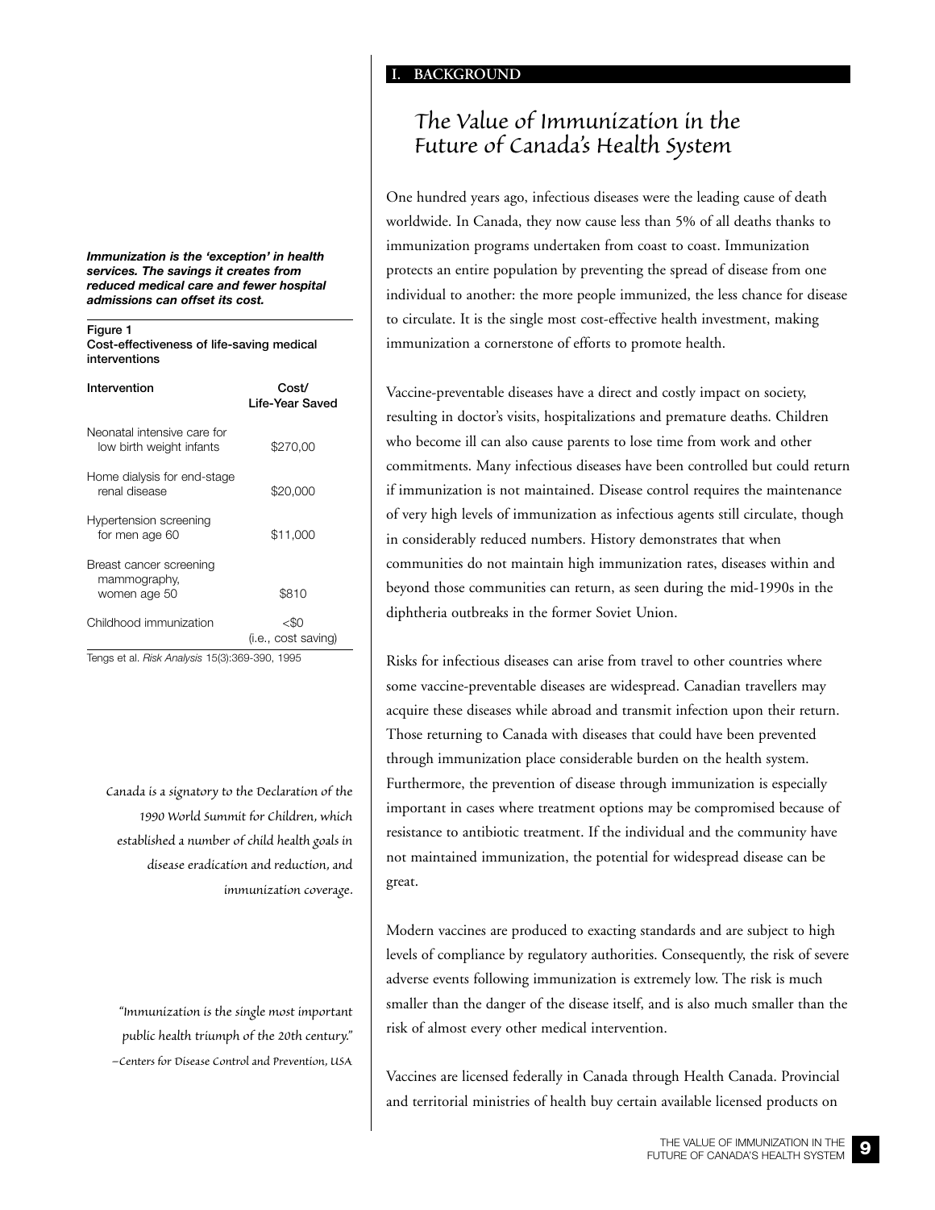## I. BACKGROUND

# The Value of Immunization in the Future of Canada's Health System

One hundred years ago, infectious diseases were the leading cause of death worldwide. In Canada, they now cause less than 5% of all deaths thanks to immunization programs undertaken from coast to coast. Immunization protects an entire population by preventing the spread of disease from one individual to another: the more people immunized, the less chance for disease to circulate. It is the single most cost-effective health investment, making immunization a cornerstone of efforts to promote health.

***Immunization is the 'exception' in health services. The savings it creates from reduced medical care and fewer hospital admissions can offset its cost.***

**Figure 1**
**Cost-effectiveness of life-saving medical interventions**

| Intervention | Cost/ Life-Year Saved |
|---|---|
| Neonatal intensive care for low birth weight infants | $270,00 |
| Home dialysis for end-stage renal disease | $20,000 |
| Hypertension screening for men age 60 | $11,000 |
| Breast cancer screening mammography, women age 50 | $810 |
| Childhood immunization | <$0 (i.e., cost saving) |

Tengs et al. *Risk Analysis* 15(3):369-390, 1995

Vaccine-preventable diseases have a direct and costly impact on society, resulting in doctor's visits, hospitalizations and premature deaths. Children who become ill can also cause parents to lose time from work and other commitments. Many infectious diseases have been controlled but could return if immunization is not maintained. Disease control requires the maintenance of very high levels of immunization as infectious agents still circulate, though in considerably reduced numbers. History demonstrates that when communities do not maintain high immunization rates, diseases within and beyond those communities can return, as seen during the mid-1990s in the diphtheria outbreaks in the former Soviet Union.

*Canada is a signatory to the Declaration of the 1990 World Summit for Children, which established a number of child health goals in disease eradication and reduction, and immunization coverage.*

Risks for infectious diseases can arise from travel to other countries where some vaccine-preventable diseases are widespread. Canadian travellers may acquire these diseases while abroad and transmit infection upon their return. Those returning to Canada with diseases that could have been prevented through immunization place considerable burden on the health system. Furthermore, the prevention of disease through immunization is especially important in cases where treatment options may be compromised because of resistance to antibiotic treatment. If the individual and the community have not maintained immunization, the potential for widespread disease can be great.

*"Immunization is the single most important public health triumph of the 20th century."*
*—Centers for Disease Control and Prevention, USA*

Modern vaccines are produced to exacting standards and are subject to high levels of compliance by regulatory authorities. Consequently, the risk of severe adverse events following immunization is extremely low. The risk is much smaller than the danger of the disease itself, and is also much smaller than the risk of almost every other medical intervention.

Vaccines are licensed federally in Canada through Health Canada. Provincial and territorial ministries of health buy certain available licensed products on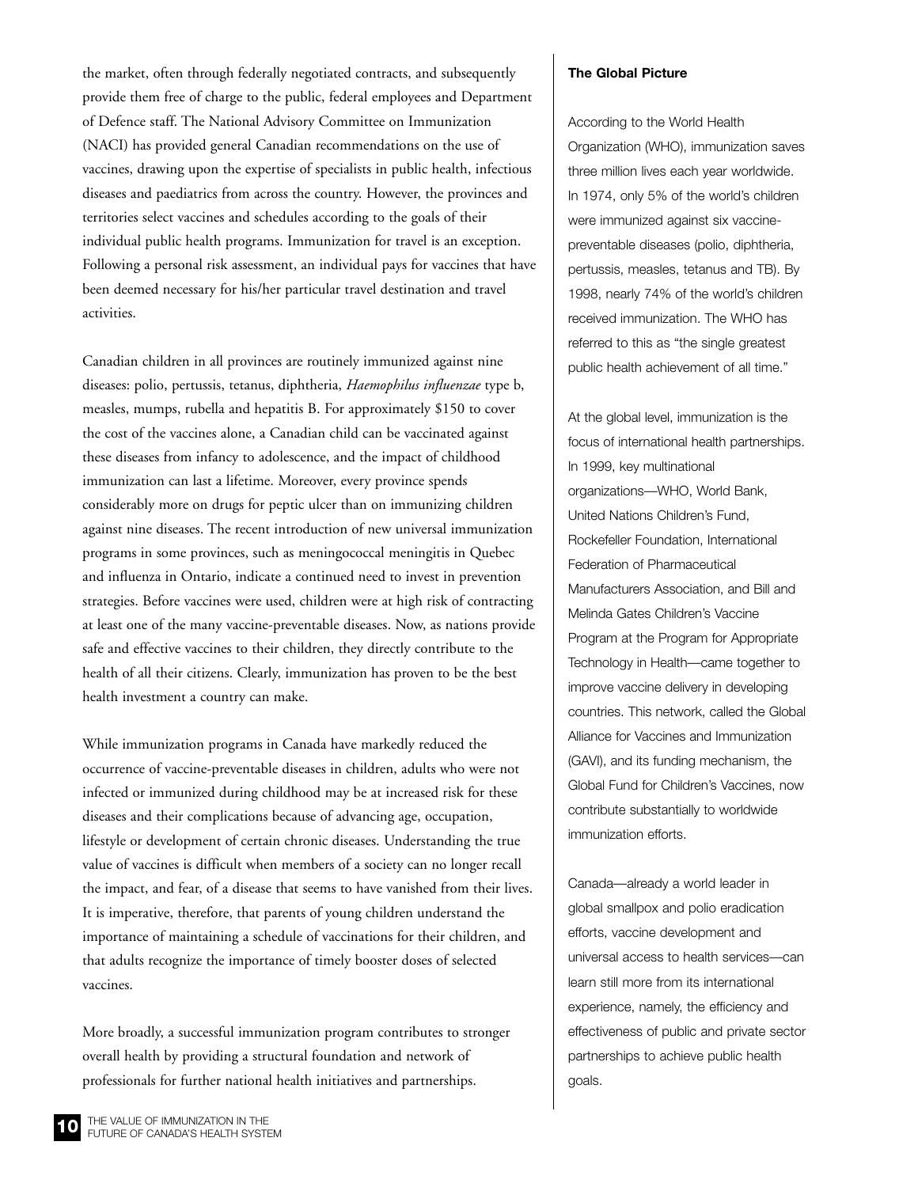the market, often through federally negotiated contracts, and subsequently provide them free of charge to the public, federal employees and Department of Defence staff. The National Advisory Committee on Immunization (NACI) has provided general Canadian recommendations on the use of vaccines, drawing upon the expertise of specialists in public health, infectious diseases and paediatrics from across the country. However, the provinces and territories select vaccines and schedules according to the goals of their individual public health programs. Immunization for travel is an exception. Following a personal risk assessment, an individual pays for vaccines that have been deemed necessary for his/her particular travel destination and travel activities.

Canadian children in all provinces are routinely immunized against nine diseases: polio, pertussis, tetanus, diphtheria, *Haemophilus influenzae* type b, measles, mumps, rubella and hepatitis B. For approximately $150 to cover the cost of the vaccines alone, a Canadian child can be vaccinated against these diseases from infancy to adolescence, and the impact of childhood immunization can last a lifetime. Moreover, every province spends considerably more on drugs for peptic ulcer than on immunizing children against nine diseases. The recent introduction of new universal immunization programs in some provinces, such as meningococcal meningitis in Quebec and influenza in Ontario, indicate a continued need to invest in prevention strategies. Before vaccines were used, children were at high risk of contracting at least one of the many vaccine-preventable diseases. Now, as nations provide safe and effective vaccines to their children, they directly contribute to the health of all their citizens. Clearly, immunization has proven to be the best health investment a country can make.

While immunization programs in Canada have markedly reduced the occurrence of vaccine-preventable diseases in children, adults who were not infected or immunized during childhood may be at increased risk for these diseases and their complications because of advancing age, occupation, lifestyle or development of certain chronic diseases. Understanding the true value of vaccines is difficult when members of a society can no longer recall the impact, and fear, of a disease that seems to have vanished from their lives. It is imperative, therefore, that parents of young children understand the importance of maintaining a schedule of vaccinations for their children, and that adults recognize the importance of timely booster doses of selected vaccines.

More broadly, a successful immunization program contributes to stronger overall health by providing a structural foundation and network of professionals for further national health initiatives and partnerships.

**The Global Picture**

According to the World Health Organization (WHO), immunization saves three million lives each year worldwide. In 1974, only 5% of the world's children were immunized against six vaccine-preventable diseases (polio, diphtheria, pertussis, measles, tetanus and TB). By 1998, nearly 74% of the world's children received immunization. The WHO has referred to this as "the single greatest public health achievement of all time."

At the global level, immunization is the focus of international health partnerships. In 1999, key multinational organizations—WHO, World Bank, United Nations Children's Fund, Rockefeller Foundation, International Federation of Pharmaceutical Manufacturers Association, and Bill and Melinda Gates Children's Vaccine Program at the Program for Appropriate Technology in Health—came together to improve vaccine delivery in developing countries. This network, called the Global Alliance for Vaccines and Immunization (GAVI), and its funding mechanism, the Global Fund for Children's Vaccines, now contribute substantially to worldwide immunization efforts.

Canada—already a world leader in global smallpox and polio eradication efforts, vaccine development and universal access to health services—can learn still more from its international experience, namely, the efficiency and effectiveness of public and private sector partnerships to achieve public health goals.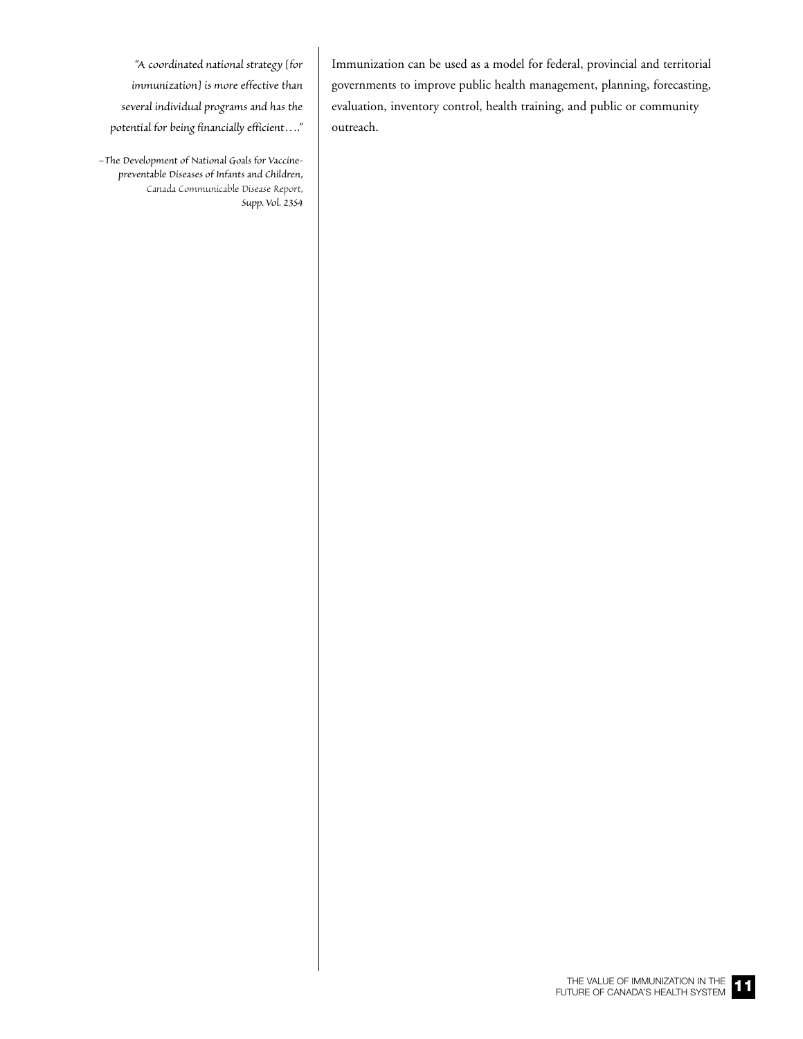*"A coordinated national strategy [for immunization] is more effective than several individual programs and has the potential for being financially efficient…."*

*–The Development of National Goals for Vaccine-preventable Diseases of Infants and Children,* Canada Communicable Disease Report, *Supp. Vol. 23S4*

Immunization can be used as a model for federal, provincial and territorial governments to improve public health management, planning, forecasting, evaluation, inventory control, health training, and public or community outreach.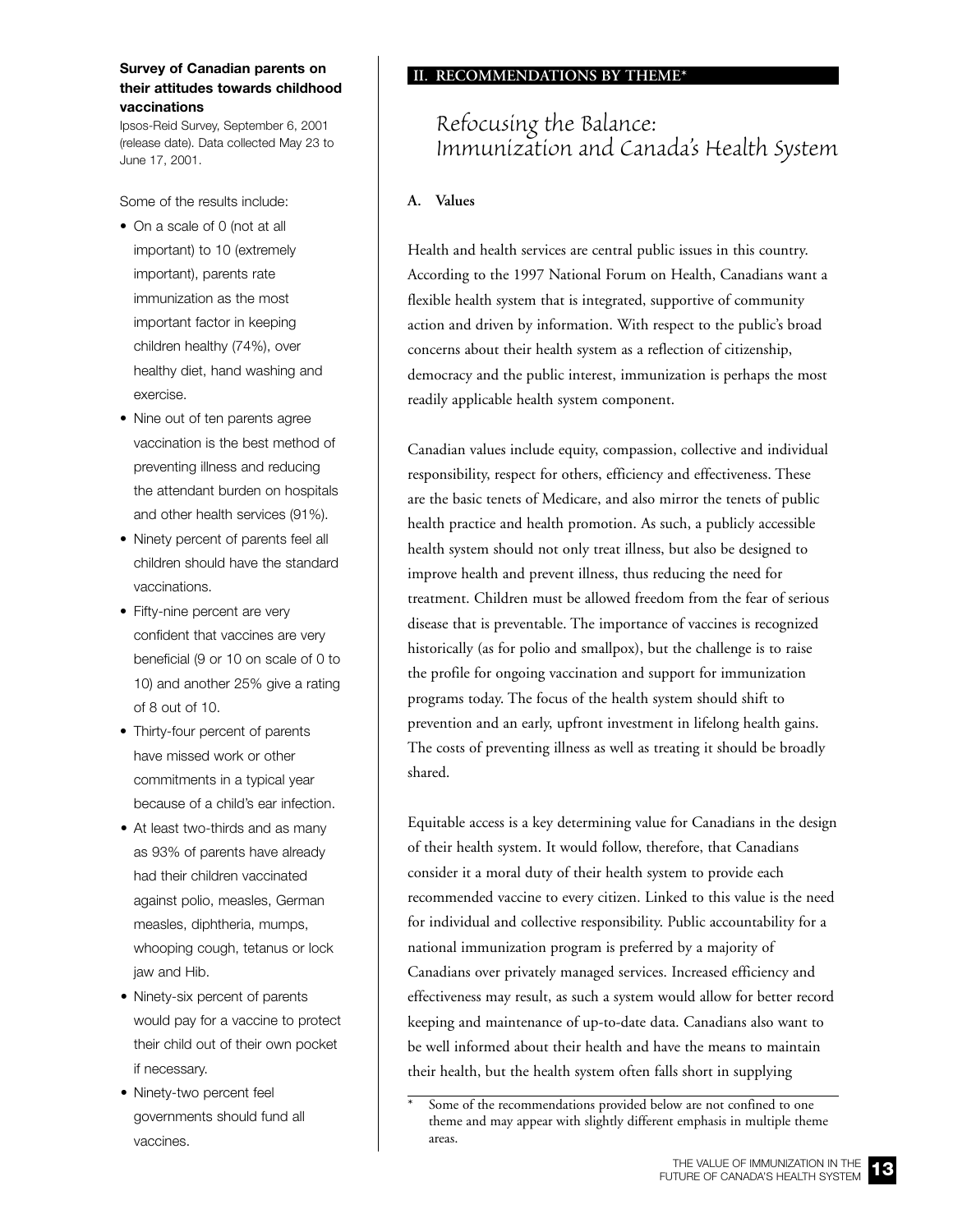**Survey of Canadian parents on their attitudes towards childhood vaccinations**

Ipsos-Reid Survey, September 6, 2001 (release date). Data collected May 23 to June 17, 2001.

Some of the results include:

- On a scale of 0 (not at all important) to 10 (extremely important), parents rate immunization as the most important factor in keeping children healthy (74%), over healthy diet, hand washing and exercise.
- Nine out of ten parents agree vaccination is the best method of preventing illness and reducing the attendant burden on hospitals and other health services (91%).
- Ninety percent of parents feel all children should have the standard vaccinations.
- Fifty-nine percent are very confident that vaccines are very beneficial (9 or 10 on scale of 0 to 10) and another 25% give a rating of 8 out of 10.
- Thirty-four percent of parents have missed work or other commitments in a typical year because of a child's ear infection.
- At least two-thirds and as many as 93% of parents have already had their children vaccinated against polio, measles, German measles, diphtheria, mumps, whooping cough, tetanus or lock jaw and Hib.
- Ninety-six percent of parents would pay for a vaccine to protect their child out of their own pocket if necessary.
- Ninety-two percent feel governments should fund all vaccines.

## II. RECOMMENDATIONS BY THEME*

# Refocusing the Balance: Immunization and Canada's Health System

### A. Values

Health and health services are central public issues in this country. According to the 1997 National Forum on Health, Canadians want a flexible health system that is integrated, supportive of community action and driven by information. With respect to the public's broad concerns about their health system as a reflection of citizenship, democracy and the public interest, immunization is perhaps the most readily applicable health system component.

Canadian values include equity, compassion, collective and individual responsibility, respect for others, efficiency and effectiveness. These are the basic tenets of Medicare, and also mirror the tenets of public health practice and health promotion. As such, a publicly accessible health system should not only treat illness, but also be designed to improve health and prevent illness, thus reducing the need for treatment. Children must be allowed freedom from the fear of serious disease that is preventable. The importance of vaccines is recognized historically (as for polio and smallpox), but the challenge is to raise the profile for ongoing vaccination and support for immunization programs today. The focus of the health system should shift to prevention and an early, upfront investment in lifelong health gains. The costs of preventing illness as well as treating it should be broadly shared.

Equitable access is a key determining value for Canadians in the design of their health system. It would follow, therefore, that Canadians consider it a moral duty of their health system to provide each recommended vaccine to every citizen. Linked to this value is the need for individual and collective responsibility. Public accountability for a national immunization program is preferred by a majority of Canadians over privately managed services. Increased efficiency and effectiveness may result, as such a system would allow for better record keeping and maintenance of up-to-date data. Canadians also want to be well informed about their health and have the means to maintain their health, but the health system often falls short in supplying

\* Some of the recommendations provided below are not confined to one theme and may appear with slightly different emphasis in multiple theme areas.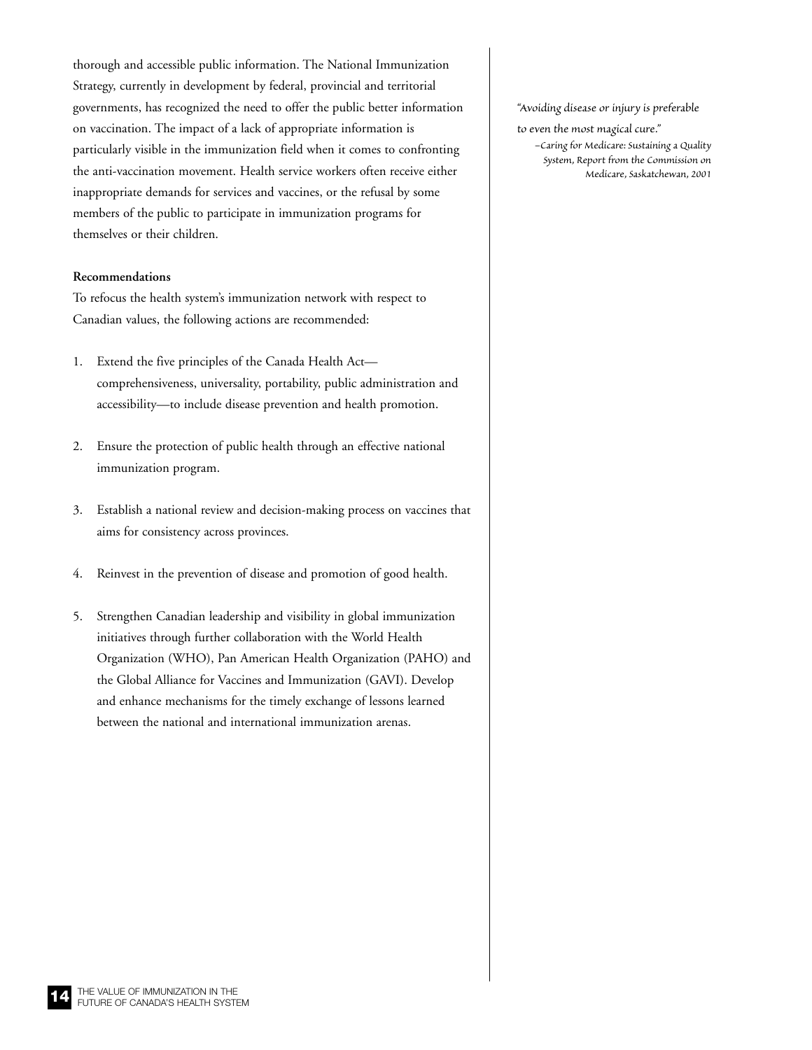thorough and accessible public information. The National Immunization Strategy, currently in development by federal, provincial and territorial governments, has recognized the need to offer the public better information on vaccination. The impact of a lack of appropriate information is particularly visible in the immunization field when it comes to confronting the anti-vaccination movement. Health service workers often receive either inappropriate demands for services and vaccines, or the refusal by some members of the public to participate in immunization programs for themselves or their children.

*"Avoiding disease or injury is preferable to even the most magical cure."*
*–Caring for Medicare: Sustaining a Quality System, Report from the Commission on Medicare, Saskatchewan, 2001*

**Recommendations**

To refocus the health system's immunization network with respect to Canadian values, the following actions are recommended:

1. Extend the five principles of the Canada Health Act—comprehensiveness, universality, portability, public administration and accessibility—to include disease prevention and health promotion.
2. Ensure the protection of public health through an effective national immunization program.
3. Establish a national review and decision-making process on vaccines that aims for consistency across provinces.
4. Reinvest in the prevention of disease and promotion of good health.
5. Strengthen Canadian leadership and visibility in global immunization initiatives through further collaboration with the World Health Organization (WHO), Pan American Health Organization (PAHO) and the Global Alliance for Vaccines and Immunization (GAVI). Develop and enhance mechanisms for the timely exchange of lessons learned between the national and international immunization arenas.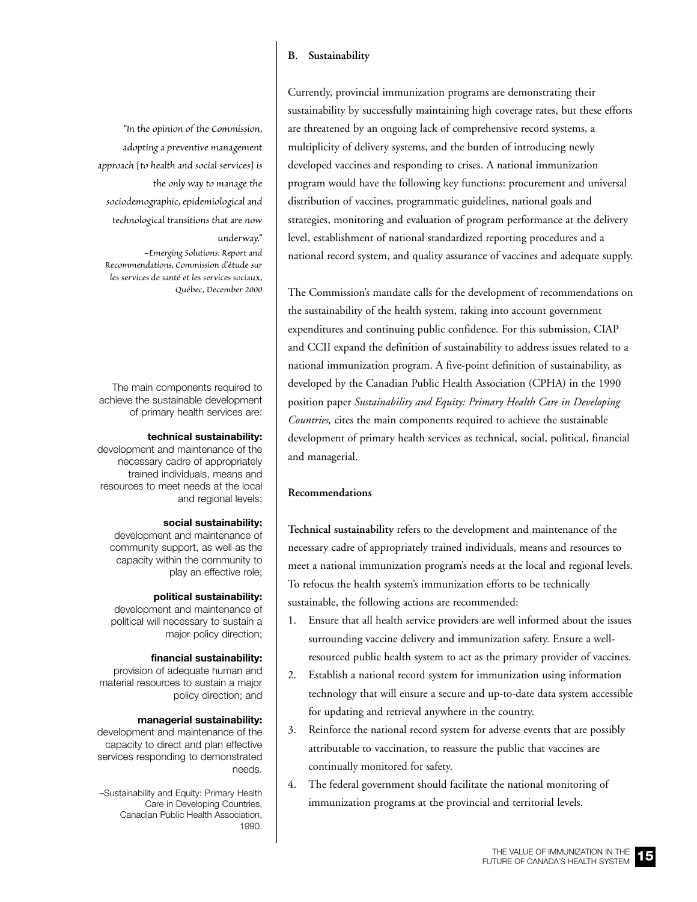> "In the opinion of the Commission, adopting a preventive management approach [to health and social services] is the only way to manage the sociodemographic, epidemiological and technological transitions that are now underway."
>
> –*Emerging Solutions: Report and Recommendations, Commission d'étude sur les services de santé et les services sociaux, Québec, December 2000*

### B. Sustainability

Currently, provincial immunization programs are demonstrating their sustainability by successfully maintaining high coverage rates, but these efforts are threatened by an ongoing lack of comprehensive record systems, a multiplicity of delivery systems, and the burden of introducing newly developed vaccines and responding to crises. A national immunization program would have the following key functions: procurement and universal distribution of vaccines, programmatic guidelines, national goals and strategies, monitoring and evaluation of program performance at the delivery level, establishment of national standardized reporting procedures and a national record system, and quality assurance of vaccines and adequate supply.

The Commission's mandate calls for the development of recommendations on the sustainability of the health system, taking into account government expenditures and continuing public confidence. For this submission, CIAP and CCII expand the definition of sustainability to address issues related to a national immunization program. A five-point definition of sustainability, as developed by the Canadian Public Health Association (CPHA) in the 1990 position paper *Sustainability and Equity: Primary Health Care in Developing Countries,* cites the main components required to achieve the sustainable development of primary health services as technical, social, political, financial and managerial.

> The main components required to achieve the sustainable development of primary health services are:
>
> **technical sustainability:** development and maintenance of the necessary cadre of appropriately trained individuals, means and resources to meet needs at the local and regional levels;
>
> **social sustainability:** development and maintenance of community support, as well as the capacity within the community to play an effective role;
>
> **political sustainability:** development and maintenance of political will necessary to sustain a major policy direction;
>
> **financial sustainability:** provision of adequate human and material resources to sustain a major policy direction; and
>
> **managerial sustainability:** development and maintenance of the capacity to direct and plan effective services responding to demonstrated needs.
>
> –Sustainability and Equity: Primary Health Care in Developing Countries, Canadian Public Health Association, 1990.

#### Recommendations

**Technical sustainability** refers to the development and maintenance of the necessary cadre of appropriately trained individuals, means and resources to meet a national immunization program's needs at the local and regional levels. To refocus the health system's immunization efforts to be technically sustainable, the following actions are recommended:

1. Ensure that all health service providers are well informed about the issues surrounding vaccine delivery and immunization safety. Ensure a well-resourced public health system to act as the primary provider of vaccines.
2. Establish a national record system for immunization using information technology that will ensure a secure and up-to-date data system accessible for updating and retrieval anywhere in the country.
3. Reinforce the national record system for adverse events that are possibly attributable to vaccination, to reassure the public that vaccines are continually monitored for safety.
4. The federal government should facilitate the national monitoring of immunization programs at the provincial and territorial levels.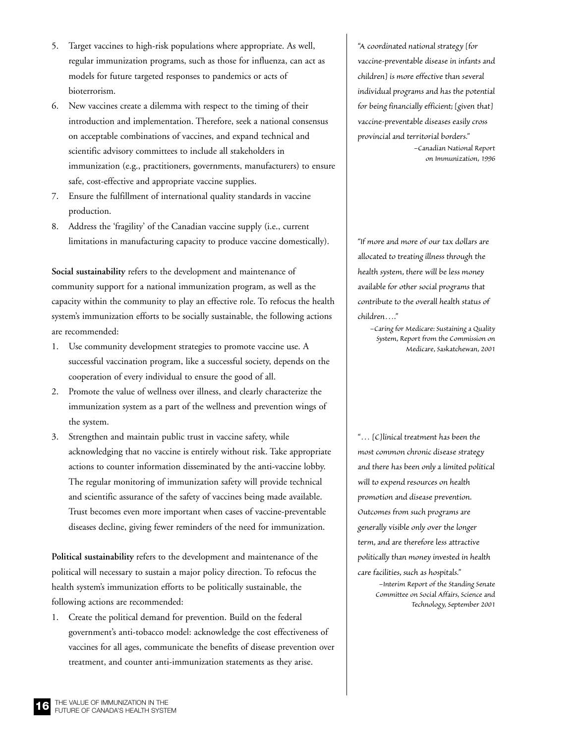5. Target vaccines to high-risk populations where appropriate. As well, regular immunization programs, such as those for influenza, can act as models for future targeted responses to pandemics or acts of bioterrorism.
6. New vaccines create a dilemma with respect to the timing of their introduction and implementation. Therefore, seek a national consensus on acceptable combinations of vaccines, and expand technical and scientific advisory committees to include all stakeholders in immunization (e.g., practitioners, governments, manufacturers) to ensure safe, cost-effective and appropriate vaccine supplies.
7. Ensure the fulfillment of international quality standards in vaccine production.
8. Address the 'fragility' of the Canadian vaccine supply (i.e., current limitations in manufacturing capacity to produce vaccine domestically).

*"A coordinated national strategy [for vaccine-preventable disease in infants and children] is more effective than several individual programs and has the potential for being financially efficient; [given that] vaccine-preventable diseases easily cross provincial and territorial borders."*
–Canadian National Report on Immunization, 1996

**Social sustainability** refers to the development and maintenance of community support for a national immunization program, as well as the capacity within the community to play an effective role. To refocus the health system's immunization efforts to be socially sustainable, the following actions are recommended:

1. Use community development strategies to promote vaccine use. A successful vaccination program, like a successful society, depends on the cooperation of every individual to ensure the good of all.
2. Promote the value of wellness over illness, and clearly characterize the immunization system as a part of the wellness and prevention wings of the system.
3. Strengthen and maintain public trust in vaccine safety, while acknowledging that no vaccine is entirely without risk. Take appropriate actions to counter information disseminated by the anti-vaccine lobby. The regular monitoring of immunization safety will provide technical and scientific assurance of the safety of vaccines being made available. Trust becomes even more important when cases of vaccine-preventable diseases decline, giving fewer reminders of the need for immunization.

*"If more and more of our tax dollars are allocated to treating illness through the health system, there will be less money available for other social programs that contribute to the overall health status of children…."*
–Caring for Medicare: Sustaining a Quality System, Report from the Commission on Medicare, Saskatchewan, 2001

**Political sustainability** refers to the development and maintenance of the political will necessary to sustain a major policy direction. To refocus the health system's immunization efforts to be politically sustainable, the following actions are recommended:

1. Create the political demand for prevention. Build on the federal government's anti-tobacco model: acknowledge the cost effectiveness of vaccines for all ages, communicate the benefits of disease prevention over treatment, and counter anti-immunization statements as they arise.

*"… [C]linical treatment has been the most common chronic disease strategy and there has been only a limited political will to expend resources on health promotion and disease prevention. Outcomes from such programs are generally visible only over the longer term, and are therefore less attractive politically than money invested in health care facilities, such as hospitals."*
–Interim Report of the Standing Senate Committee on Social Affairs, Science and Technology, September 2001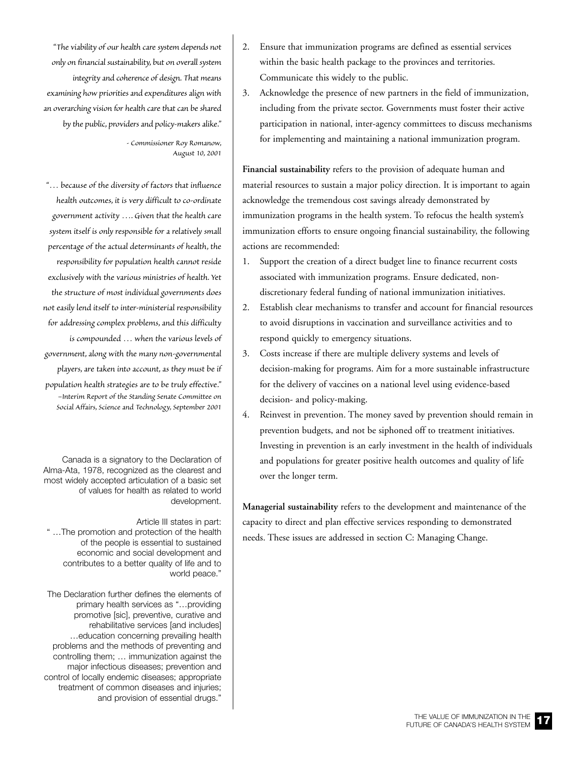*"The viability of our health care system depends not only on financial sustainability, but on overall system integrity and coherence of design. That means examining how priorities and expenditures align with an overarching vision for health care that can be shared by the public, providers and policy-makers alike."*

*- Commissioner Roy Romanow, August 10, 2001*

*"… because of the diversity of factors that influence health outcomes, it is very difficult to co-ordinate government activity …. Given that the health care system itself is only responsible for a relatively small percentage of the actual determinants of health, the responsibility for population health cannot reside exclusively with the various ministries of health. Yet the structure of most individual governments does not easily lend itself to inter-ministerial responsibility for addressing complex problems, and this difficulty is compounded … when the various levels of government, along with the many non-governmental players, are taken into account, as they must be if population health strategies are to be truly effective."*

*–Interim Report of the Standing Senate Committee on Social Affairs, Science and Technology, September 2001*

Canada is a signatory to the Declaration of Alma-Ata, 1978, recognized as the clearest and most widely accepted articulation of a basic set of values for health as related to world development.

Article III states in part:
" …The promotion and protection of the health of the people is essential to sustained economic and social development and contributes to a better quality of life and to world peace."

The Declaration further defines the elements of primary health services as "…providing promotive [sic], preventive, curative and rehabilitative services [and includes] …education concerning prevailing health problems and the methods of preventing and controlling them; … immunization against the major infectious diseases; prevention and control of locally endemic diseases; appropriate treatment of common diseases and injuries; and provision of essential drugs."

2. Ensure that immunization programs are defined as essential services within the basic health package to the provinces and territories. Communicate this widely to the public.
3. Acknowledge the presence of new partners in the field of immunization, including from the private sector. Governments must foster their active participation in national, inter-agency committees to discuss mechanisms for implementing and maintaining a national immunization program.

**Financial sustainability** refers to the provision of adequate human and material resources to sustain a major policy direction. It is important to again acknowledge the tremendous cost savings already demonstrated by immunization programs in the health system. To refocus the health system's immunization efforts to ensure ongoing financial sustainability, the following actions are recommended:

1. Support the creation of a direct budget line to finance recurrent costs associated with immunization programs. Ensure dedicated, non-discretionary federal funding of national immunization initiatives.
2. Establish clear mechanisms to transfer and account for financial resources to avoid disruptions in vaccination and surveillance activities and to respond quickly to emergency situations.
3. Costs increase if there are multiple delivery systems and levels of decision-making for programs. Aim for a more sustainable infrastructure for the delivery of vaccines on a national level using evidence-based decision- and policy-making.
4. Reinvest in prevention. The money saved by prevention should remain in prevention budgets, and not be siphoned off to treatment initiatives. Investing in prevention is an early investment in the health of individuals and populations for greater positive health outcomes and quality of life over the longer term.

**Managerial sustainability** refers to the development and maintenance of the capacity to direct and plan effective services responding to demonstrated needs. These issues are addressed in section C: Managing Change.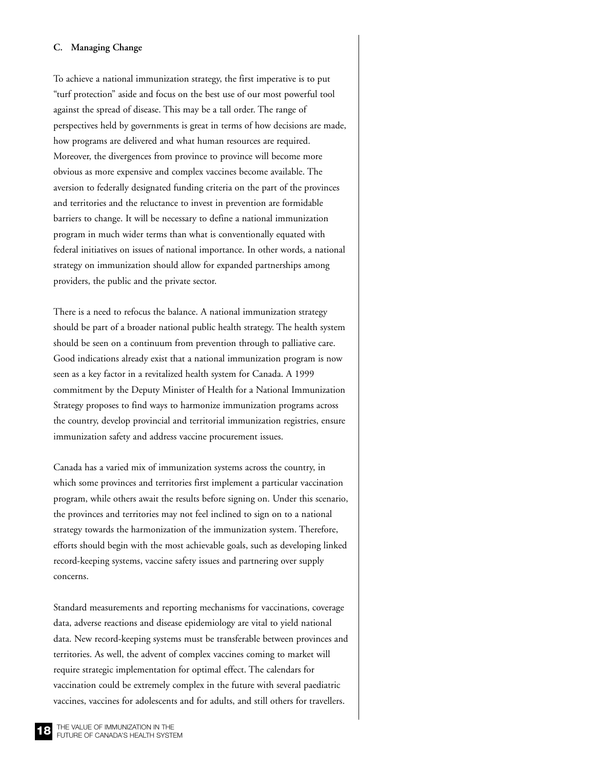### C. Managing Change

To achieve a national immunization strategy, the first imperative is to put "turf protection" aside and focus on the best use of our most powerful tool against the spread of disease. This may be a tall order. The range of perspectives held by governments is great in terms of how decisions are made, how programs are delivered and what human resources are required. Moreover, the divergences from province to province will become more obvious as more expensive and complex vaccines become available. The aversion to federally designated funding criteria on the part of the provinces and territories and the reluctance to invest in prevention are formidable barriers to change. It will be necessary to define a national immunization program in much wider terms than what is conventionally equated with federal initiatives on issues of national importance. In other words, a national strategy on immunization should allow for expanded partnerships among providers, the public and the private sector.

There is a need to refocus the balance. A national immunization strategy should be part of a broader national public health strategy. The health system should be seen on a continuum from prevention through to palliative care. Good indications already exist that a national immunization program is now seen as a key factor in a revitalized health system for Canada. A 1999 commitment by the Deputy Minister of Health for a National Immunization Strategy proposes to find ways to harmonize immunization programs across the country, develop provincial and territorial immunization registries, ensure immunization safety and address vaccine procurement issues.

Canada has a varied mix of immunization systems across the country, in which some provinces and territories first implement a particular vaccination program, while others await the results before signing on. Under this scenario, the provinces and territories may not feel inclined to sign on to a national strategy towards the harmonization of the immunization system. Therefore, efforts should begin with the most achievable goals, such as developing linked record-keeping systems, vaccine safety issues and partnering over supply concerns.

Standard measurements and reporting mechanisms for vaccinations, coverage data, adverse reactions and disease epidemiology are vital to yield national data. New record-keeping systems must be transferable between provinces and territories. As well, the advent of complex vaccines coming to market will require strategic implementation for optimal effect. The calendars for vaccination could be extremely complex in the future with several paediatric vaccines, vaccines for adolescents and for adults, and still others for travellers.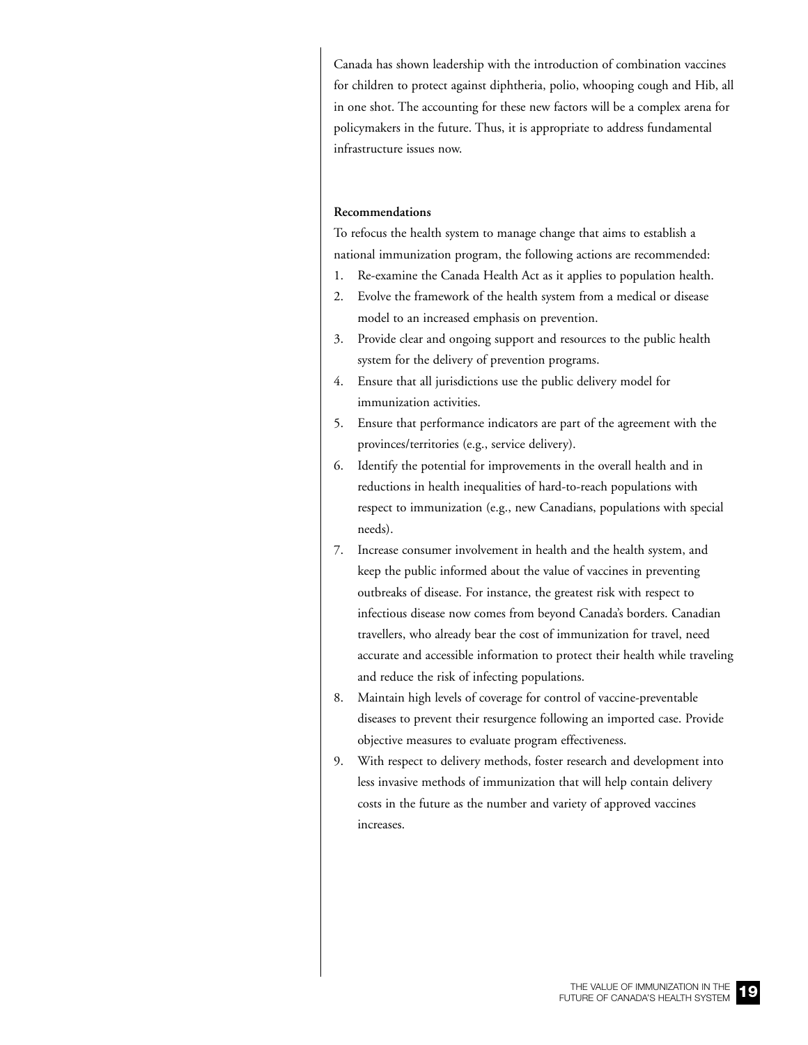Canada has shown leadership with the introduction of combination vaccines for children to protect against diphtheria, polio, whooping cough and Hib, all in one shot. The accounting for these new factors will be a complex arena for policymakers in the future. Thus, it is appropriate to address fundamental infrastructure issues now.

**Recommendations**

To refocus the health system to manage change that aims to establish a national immunization program, the following actions are recommended:

1. Re-examine the Canada Health Act as it applies to population health.
2. Evolve the framework of the health system from a medical or disease model to an increased emphasis on prevention.
3. Provide clear and ongoing support and resources to the public health system for the delivery of prevention programs.
4. Ensure that all jurisdictions use the public delivery model for immunization activities.
5. Ensure that performance indicators are part of the agreement with the provinces/territories (e.g., service delivery).
6. Identify the potential for improvements in the overall health and in reductions in health inequalities of hard-to-reach populations with respect to immunization (e.g., new Canadians, populations with special needs).
7. Increase consumer involvement in health and the health system, and keep the public informed about the value of vaccines in preventing outbreaks of disease. For instance, the greatest risk with respect to infectious disease now comes from beyond Canada's borders. Canadian travellers, who already bear the cost of immunization for travel, need accurate and accessible information to protect their health while traveling and reduce the risk of infecting populations.
8. Maintain high levels of coverage for control of vaccine-preventable diseases to prevent their resurgence following an imported case. Provide objective measures to evaluate program effectiveness.
9. With respect to delivery methods, foster research and development into less invasive methods of immunization that will help contain delivery costs in the future as the number and variety of approved vaccines increases.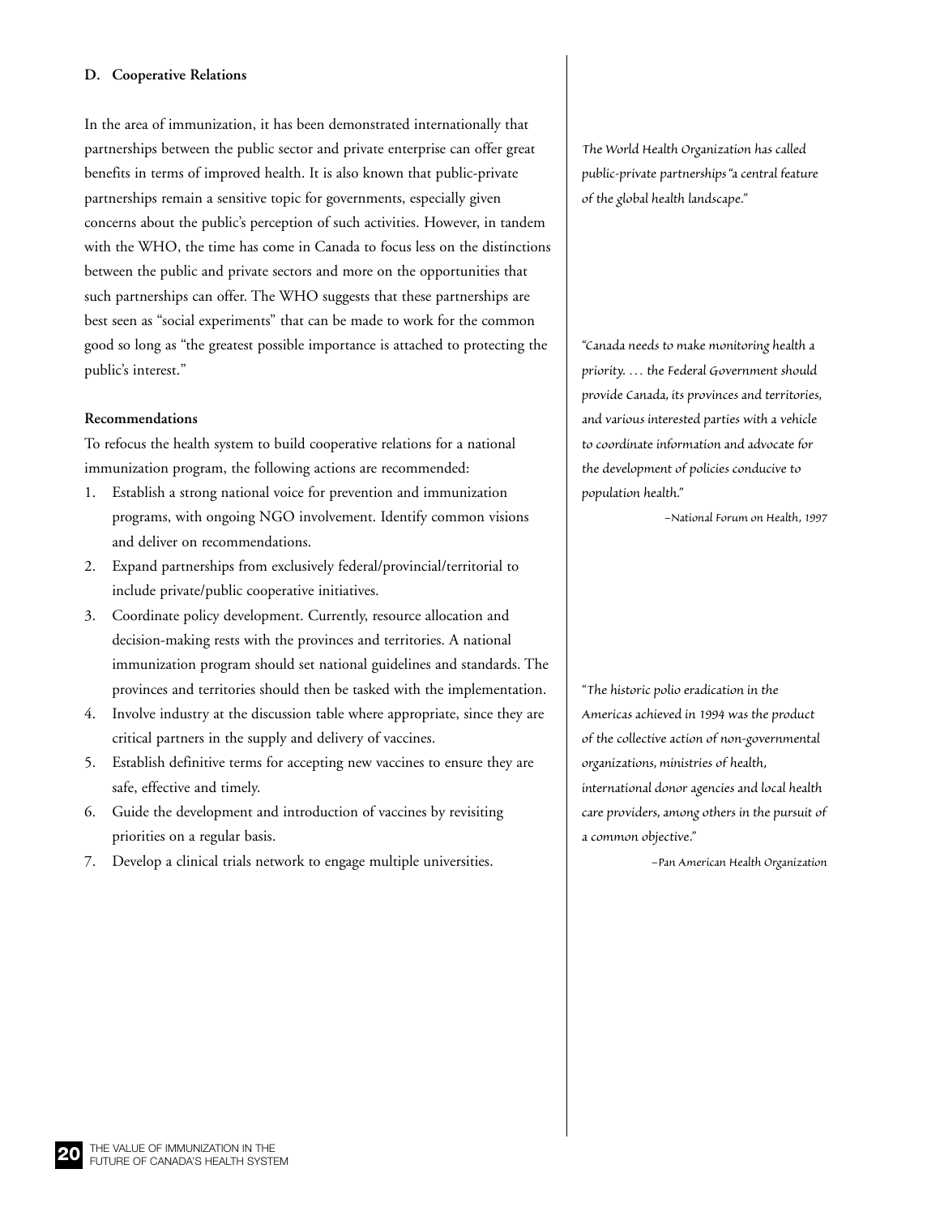### D. Cooperative Relations

In the area of immunization, it has been demonstrated internationally that partnerships between the public sector and private enterprise can offer great benefits in terms of improved health. It is also known that public-private partnerships remain a sensitive topic for governments, especially given concerns about the public's perception of such activities. However, in tandem with the WHO, the time has come in Canada to focus less on the distinctions between the public and private sectors and more on the opportunities that such partnerships can offer. The WHO suggests that these partnerships are best seen as "social experiments" that can be made to work for the common good so long as "the greatest possible importance is attached to protecting the public's interest."

*The World Health Organization has called public-private partnerships "a central feature of the global health landscape."*

**Recommendations**

To refocus the health system to build cooperative relations for a national immunization program, the following actions are recommended:

1. Establish a strong national voice for prevention and immunization programs, with ongoing NGO involvement. Identify common visions and deliver on recommendations.
2. Expand partnerships from exclusively federal/provincial/territorial to include private/public cooperative initiatives.
3. Coordinate policy development. Currently, resource allocation and decision-making rests with the provinces and territories. A national immunization program should set national guidelines and standards. The provinces and territories should then be tasked with the implementation.
4. Involve industry at the discussion table where appropriate, since they are critical partners in the supply and delivery of vaccines.
5. Establish definitive terms for accepting new vaccines to ensure they are safe, effective and timely.
6. Guide the development and introduction of vaccines by revisiting priorities on a regular basis.
7. Develop a clinical trials network to engage multiple universities.

*"Canada needs to make monitoring health a priority. … the Federal Government should provide Canada, its provinces and territories, and various interested parties with a vehicle to coordinate information and advocate for the development of policies conducive to population health."*

*–National Forum on Health, 1997*

*"The historic polio eradication in the Americas achieved in 1994 was the product of the collective action of non-governmental organizations, ministries of health, international donor agencies and local health care providers, among others in the pursuit of a common objective."*

*–Pan American Health Organization*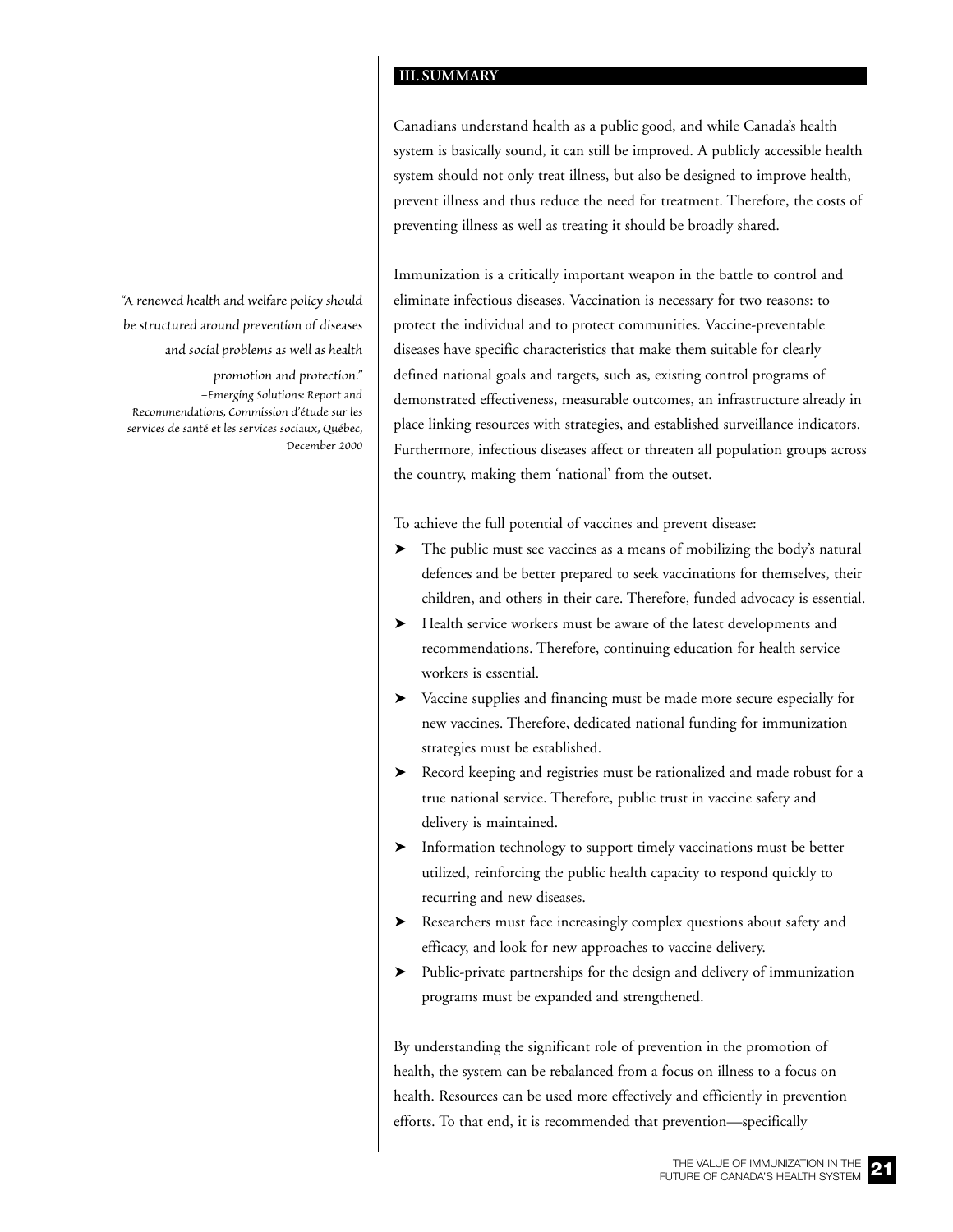## III. SUMMARY

Canadians understand health as a public good, and while Canada's health system is basically sound, it can still be improved. A publicly accessible health system should not only treat illness, but also be designed to improve health, prevent illness and thus reduce the need for treatment. Therefore, the costs of preventing illness as well as treating it should be broadly shared.

> *"A renewed health and welfare policy should be structured around prevention of diseases and social problems as well as health promotion and protection."*
> –Emerging Solutions: Report and Recommendations, Commission d'étude sur les services de santé et les services sociaux, Québec, December 2000

Immunization is a critically important weapon in the battle to control and eliminate infectious diseases. Vaccination is necessary for two reasons: to protect the individual and to protect communities. Vaccine-preventable diseases have specific characteristics that make them suitable for clearly defined national goals and targets, such as, existing control programs of demonstrated effectiveness, measurable outcomes, an infrastructure already in place linking resources with strategies, and established surveillance indicators. Furthermore, infectious diseases affect or threaten all population groups across the country, making them 'national' from the outset.

To achieve the full potential of vaccines and prevent disease:

- The public must see vaccines as a means of mobilizing the body's natural defences and be better prepared to seek vaccinations for themselves, their children, and others in their care. Therefore, funded advocacy is essential.
- Health service workers must be aware of the latest developments and recommendations. Therefore, continuing education for health service workers is essential.
- Vaccine supplies and financing must be made more secure especially for new vaccines. Therefore, dedicated national funding for immunization strategies must be established.
- Record keeping and registries must be rationalized and made robust for a true national service. Therefore, public trust in vaccine safety and delivery is maintained.
- Information technology to support timely vaccinations must be better utilized, reinforcing the public health capacity to respond quickly to recurring and new diseases.
- Researchers must face increasingly complex questions about safety and efficacy, and look for new approaches to vaccine delivery.
- Public-private partnerships for the design and delivery of immunization programs must be expanded and strengthened.

By understanding the significant role of prevention in the promotion of health, the system can be rebalanced from a focus on illness to a focus on health. Resources can be used more effectively and efficiently in prevention efforts. To that end, it is recommended that prevention—specifically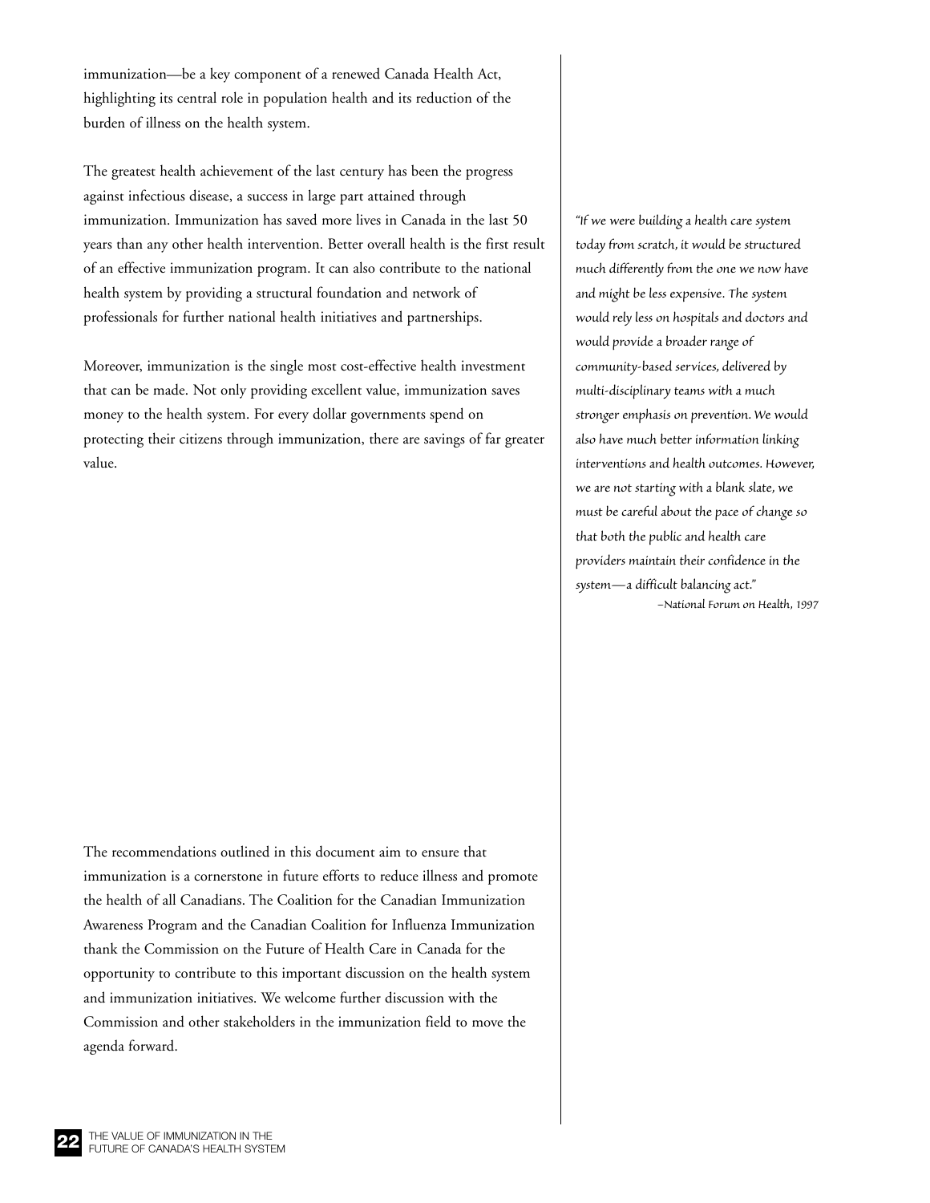immunization—be a key component of a renewed Canada Health Act, highlighting its central role in population health and its reduction of the burden of illness on the health system.

The greatest health achievement of the last century has been the progress against infectious disease, a success in large part attained through immunization. Immunization has saved more lives in Canada in the last 50 years than any other health intervention. Better overall health is the first result of an effective immunization program. It can also contribute to the national health system by providing a structural foundation and network of professionals for further national health initiatives and partnerships.

Moreover, immunization is the single most cost-effective health investment that can be made. Not only providing excellent value, immunization saves money to the health system. For every dollar governments spend on protecting their citizens through immunization, there are savings of far greater value.

*"If we were building a health care system today from scratch, it would be structured much differently from the one we now have and might be less expensive. The system would rely less on hospitals and doctors and would provide a broader range of community-based services, delivered by multi-disciplinary teams with a much stronger emphasis on prevention. We would also have much better information linking interventions and health outcomes. However, we are not starting with a blank slate, we must be careful about the pace of change so that both the public and health care providers maintain their confidence in the system—a difficult balancing act."*

*–National Forum on Health, 1997*

The recommendations outlined in this document aim to ensure that immunization is a cornerstone in future efforts to reduce illness and promote the health of all Canadians. The Coalition for the Canadian Immunization Awareness Program and the Canadian Coalition for Influenza Immunization thank the Commission on the Future of Health Care in Canada for the opportunity to contribute to this important discussion on the health system and immunization initiatives. We welcome further discussion with the Commission and other stakeholders in the immunization field to move the agenda forward.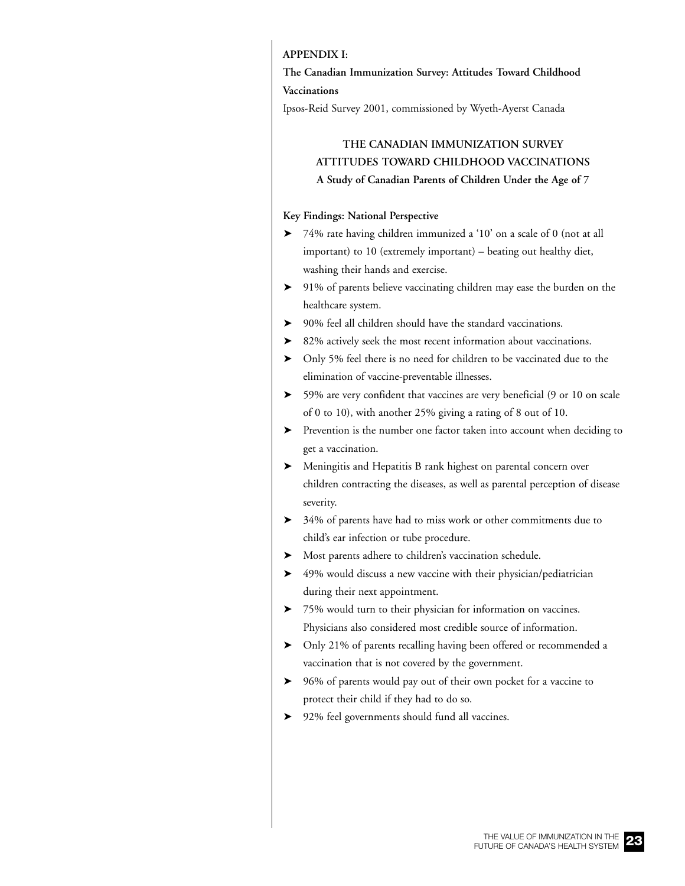**APPENDIX I:**

**The Canadian Immunization Survey: Attitudes Toward Childhood Vaccinations**

Ipsos-Reid Survey 2001, commissioned by Wyeth-Ayerst Canada

## THE CANADIAN IMMUNIZATION SURVEY
## ATTITUDES TOWARD CHILDHOOD VACCINATIONS
### A Study of Canadian Parents of Children Under the Age of 7

**Key Findings: National Perspective**

- 74% rate having children immunized a '10' on a scale of 0 (not at all important) to 10 (extremely important) – beating out healthy diet, washing their hands and exercise.
- 91% of parents believe vaccinating children may ease the burden on the healthcare system.
- 90% feel all children should have the standard vaccinations.
- 82% actively seek the most recent information about vaccinations.
- Only 5% feel there is no need for children to be vaccinated due to the elimination of vaccine-preventable illnesses.
- 59% are very confident that vaccines are very beneficial (9 or 10 on scale of 0 to 10), with another 25% giving a rating of 8 out of 10.
- Prevention is the number one factor taken into account when deciding to get a vaccination.
- Meningitis and Hepatitis B rank highest on parental concern over children contracting the diseases, as well as parental perception of disease severity.
- 34% of parents have had to miss work or other commitments due to child's ear infection or tube procedure.
- Most parents adhere to children's vaccination schedule.
- 49% would discuss a new vaccine with their physician/pediatrician during their next appointment.
- 75% would turn to their physician for information on vaccines. Physicians also considered most credible source of information.
- Only 21% of parents recalling having been offered or recommended a vaccination that is not covered by the government.
- 96% of parents would pay out of their own pocket for a vaccine to protect their child if they had to do so.
- 92% feel governments should fund all vaccines.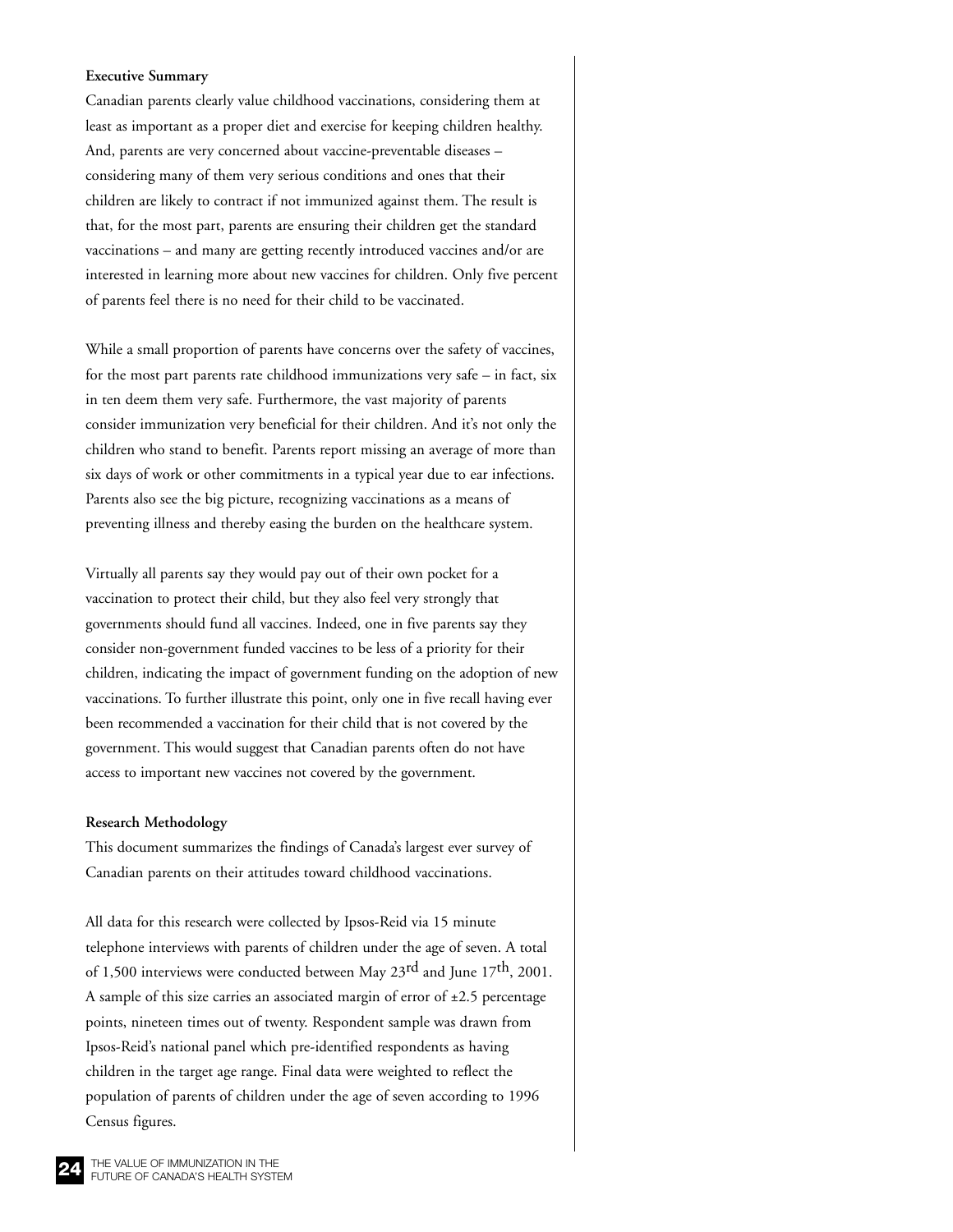**Executive Summary**

Canadian parents clearly value childhood vaccinations, considering them at least as important as a proper diet and exercise for keeping children healthy. And, parents are very concerned about vaccine-preventable diseases – considering many of them very serious conditions and ones that their children are likely to contract if not immunized against them. The result is that, for the most part, parents are ensuring their children get the standard vaccinations – and many are getting recently introduced vaccines and/or are interested in learning more about new vaccines for children. Only five percent of parents feel there is no need for their child to be vaccinated.

While a small proportion of parents have concerns over the safety of vaccines, for the most part parents rate childhood immunizations very safe – in fact, six in ten deem them very safe. Furthermore, the vast majority of parents consider immunization very beneficial for their children. And it's not only the children who stand to benefit. Parents report missing an average of more than six days of work or other commitments in a typical year due to ear infections. Parents also see the big picture, recognizing vaccinations as a means of preventing illness and thereby easing the burden on the healthcare system.

Virtually all parents say they would pay out of their own pocket for a vaccination to protect their child, but they also feel very strongly that governments should fund all vaccines. Indeed, one in five parents say they consider non-government funded vaccines to be less of a priority for their children, indicating the impact of government funding on the adoption of new vaccinations. To further illustrate this point, only one in five recall having ever been recommended a vaccination for their child that is not covered by the government. This would suggest that Canadian parents often do not have access to important new vaccines not covered by the government.

**Research Methodology**

This document summarizes the findings of Canada's largest ever survey of Canadian parents on their attitudes toward childhood vaccinations.

All data for this research were collected by Ipsos-Reid via 15 minute telephone interviews with parents of children under the age of seven. A total of 1,500 interviews were conducted between May 23rd and June 17th, 2001. A sample of this size carries an associated margin of error of ±2.5 percentage points, nineteen times out of twenty. Respondent sample was drawn from Ipsos-Reid's national panel which pre-identified respondents as having children in the target age range. Final data were weighted to reflect the population of parents of children under the age of seven according to 1996 Census figures.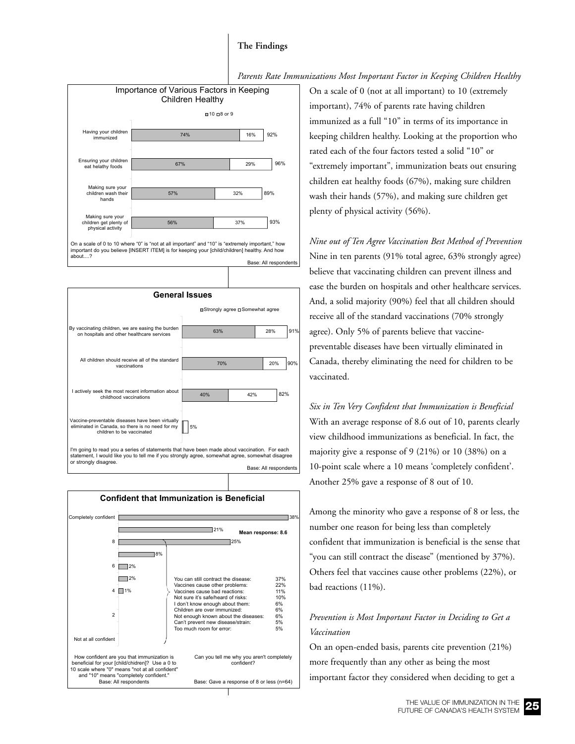## The Findings

### *Parents Rate Immunizations Most Important Factor in Keeping Children Healthy*

On a scale of 0 (not at all important) to 10 (extremely important), 74% of parents rate having children immunized as a full "10" in terms of its importance in keeping children healthy. Looking at the proportion who rated each of the four factors tested a solid "10" or "extremely important", immunization beats out ensuring children eat healthy foods (67%), making sure children wash their hands (57%), and making sure children get plenty of physical activity (56%).

**Importance of Various Factors in Keeping Children Healthy**

| | 10 | 8 or 9 | Total |
|---|---|---|---|
| Having your children immunized | 74% | 16% | 92% |
| Ensuring your children eat helathy foods | 67% | 29% | 96% |
| Making sure your children wash their hands | 57% | 32% | 89% |
| Making sure your children get plenty of physical activity | 56% | 37% | 93% |

On a scale of 0 to 10 where "0" is "not at all important" and "10" is "extremely important," how important do you believe [INSERT ITEM] is for keeping your [child/children] healthy. And how about....?

Base: All respondents

### *Nine out of Ten Agree Vaccination Best Method of Prevention*

Nine in ten parents (91% total agree, 63% strongly agree) believe that vaccinating children can prevent illness and ease the burden on hospitals and other healthcare services. And, a solid majority (90%) feel that all children should receive all of the standard vaccinations (70% strongly agree). Only 5% of parents believe that vaccine-preventable diseases have been virtually eliminated in Canada, thereby eliminating the need for children to be vaccinated.

**General Issues**

| | Strongly agree | Somewhat agree | Total |
|---|---|---|---|
| By vaccinating children, we are easing the burden on hospitals and other healthcare services | 63% | 28% | 91% |
| All children should receive all of the standard vaccinations | 70% | 20% | 90% |
| I actively seek the most recent information about childhood vaccinations | 40% | 42% | 82% |
| Vaccine-preventable diseases have been virtually eliminated in Canada, so there is no need for my children to be vaccinated | | | 5% |

I'm going to read you a series of statements that have been made about vaccination. For each statement, I would like you to tell me if you strongly agree, somewhat agree, somewhat disagree or strongly disagree.

Base: All respondents

### *Six in Ten Very Confident that Immunization is Beneficial*

With an average response of 8.6 out of 10, parents clearly view childhood immunizations as beneficial. In fact, the majority give a response of 9 (21%) or 10 (38%) on a 10-point scale where a 10 means 'completely confident'. Another 25% gave a response of 8 out of 10.

Among the minority who gave a response of 8 or less, the number one reason for being less than completely confident that immunization is beneficial is the sense that "you can still contract the disease" (mentioned by 37%). Others feel that vaccines cause other problems (22%), or bad reactions (11%).

**Confident that Immunization is Beneficial**

Mean response: 8.6

| Response | % |
|---|---|
| Completely confident (10) | 38% |
| 9 | 21% |
| 8 | 25% |
| 7 | 8% |
| 6 | 2% |
| 5 | 2% |
| 4 | 1% |
| 3 | |
| 2 | |
| 1 | |
| Not at all confident (0) | |

| Reason | % |
|---|---|
| You can still contract the disease: | 37% |
| Vaccines cause other problems: | 22% |
| Vaccines cause bad reactions: | 11% |
| Not sure it's safe/heard of risks: | 10% |
| I don't know enough about them: | 6% |
| Children are over immunized: | 6% |
| Not enough known about the diseases: | 6% |
| Can't prevent new disease/strain: | 5% |
| Too much room for error: | 5% |

How confident are you that immunization is beneficial for your [child/chidren]? Use a 0 to 10 scale where "0" means "not at all confident" and "10" means "completely confident."
Base: All respondents

Can you tell me why you aren't completely confident?
Base: Gave a response of 8 or less (n=64)

### *Prevention is Most Important Factor in Deciding to Get a Vaccination*

On an open-ended basis, parents cite prevention (21%) more frequently than any other as being the most important factor they considered when deciding to get a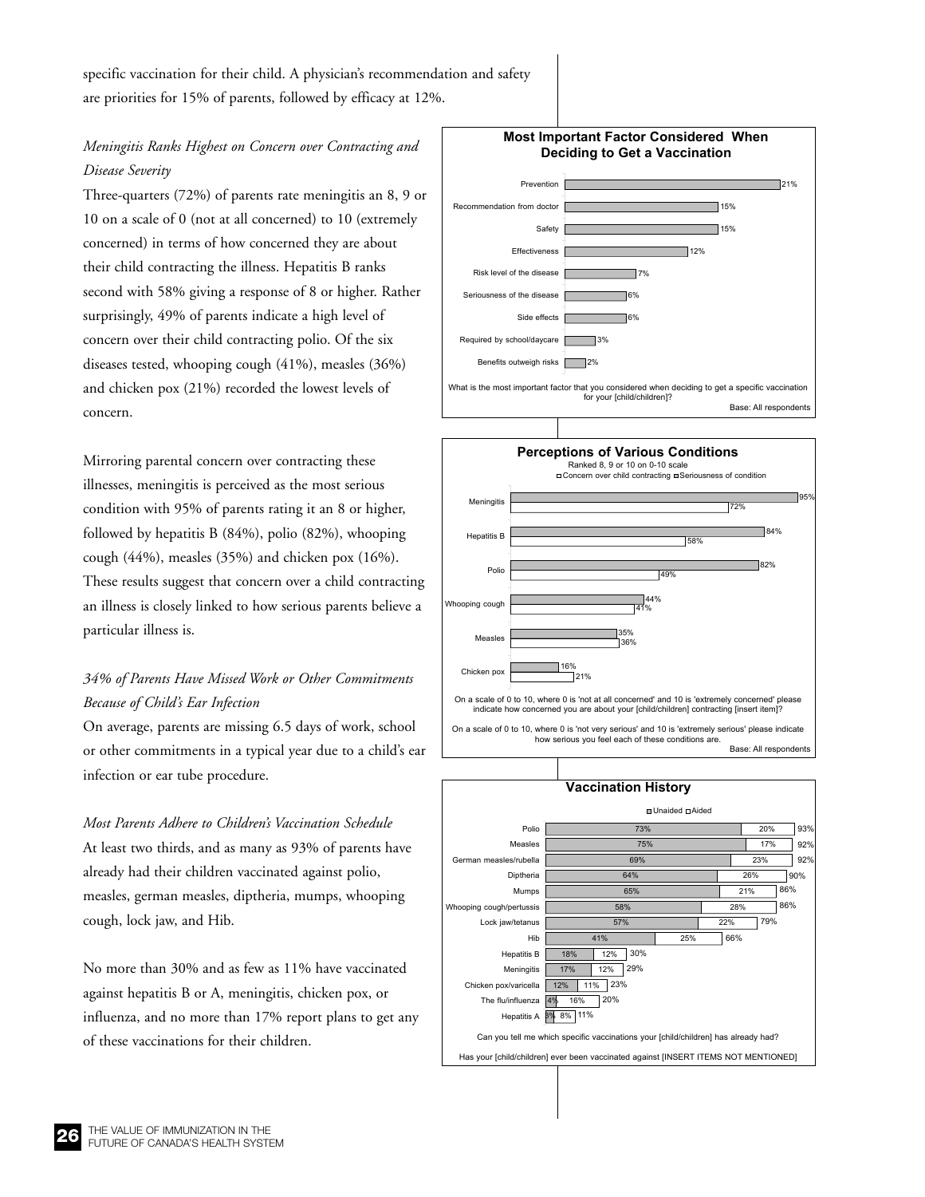specific vaccination for their child. A physician's recommendation and safety are priorities for 15% of parents, followed by efficacy at 12%.

### *Meningitis Ranks Highest on Concern over Contracting and Disease Severity*

Three-quarters (72%) of parents rate meningitis an 8, 9 or 10 on a scale of 0 (not at all concerned) to 10 (extremely concerned) in terms of how concerned they are about their child contracting the illness. Hepatitis B ranks second with 58% giving a response of 8 or higher. Rather surprisingly, 49% of parents indicate a high level of concern over their child contracting polio. Of the six diseases tested, whooping cough (41%), measles (36%) and chicken pox (21%) recorded the lowest levels of concern.

Mirroring parental concern over contracting these illnesses, meningitis is perceived as the most serious condition with 95% of parents rating it an 8 or higher, followed by hepatitis B (84%), polio (82%), whooping cough (44%), measles (35%) and chicken pox (16%). These results suggest that concern over a child contracting an illness is closely linked to how serious parents believe a particular illness is.

### *34% of Parents Have Missed Work or Other Commitments Because of Child's Ear Infection*

On average, parents are missing 6.5 days of work, school or other commitments in a typical year due to a child's ear infection or ear tube procedure.

### *Most Parents Adhere to Children's Vaccination Schedule*

At least two thirds, and as many as 93% of parents have already had their children vaccinated against polio, measles, german measles, diptheria, mumps, whooping cough, lock jaw, and Hib.

No more than 30% and as few as 11% have vaccinated against hepatitis B or A, meningitis, chicken pox, or influenza, and no more than 17% report plans to get any of these vaccinations for their children.

**Most Important Factor Considered When Deciding to Get a Vaccination**

| Factor | % |
|---|---|
| Prevention | 21% |
| Recommendation from doctor | 15% |
| Safety | 15% |
| Effectiveness | 12% |
| Risk level of the disease | 7% |
| Seriousness of the disease | 6% |
| Side effects | 6% |
| Required by school/daycare | 3% |
| Benefits outweigh risks | 2% |

What is the most important factor that you considered when deciding to get a specific vaccination for your [child/children]?

Base: All respondents

**Perceptions of Various Conditions**

Ranked 8, 9 or 10 on 0-10 scale

| Condition | Seriousness of condition | Concern over child contracting |
|---|---|---|
| Meningitis | 95% | 72% |
| Hepatitis B | 84% | 58% |
| Polio | 82% | 49% |
| Whooping cough | 44% | 41% |
| Measles | 35% | 36% |
| Chicken pox | 16% | 21% |

On a scale of 0 to 10, where 0 is 'not at all concerned' and 10 is 'extremely concerned' please indicate how concerned you are about your [child/children] contracting [insert item]?

On a scale of 0 to 10, where 0 is 'not very serious' and 10 is 'extremely serious' please indicate how serious you feel each of these conditions are.

Base: All respondents

**Vaccination History**

| Vaccination | Unaided | Aided | Total |
|---|---|---|---|
| Polio | 73% | 20% | 93% |
| Measles | 75% | 17% | 92% |
| German measles/rubella | 69% | 23% | 92% |
| Diptheria | 64% | 26% | 90% |
| Mumps | 65% | 21% | 86% |
| Whooping cough/pertussis | 58% | 28% | 86% |
| Lock jaw/tetanus | 57% | 22% | 79% |
| Hib | 41% | 25% | 66% |
| Hepatitis B | 18% | 12% | 30% |
| Meningitis | 17% | 12% | 29% |
| Chicken pox/varicella | 12% | 11% | 23% |
| The flu/influenza | 4% | 16% | 20% |
| Hepatitis A | 3% | 8% | 11% |

Can you tell me which specific vaccinations your [child/children] has already had?

Has your [child/children] ever been vaccinated against [INSERT ITEMS NOT MENTIONED]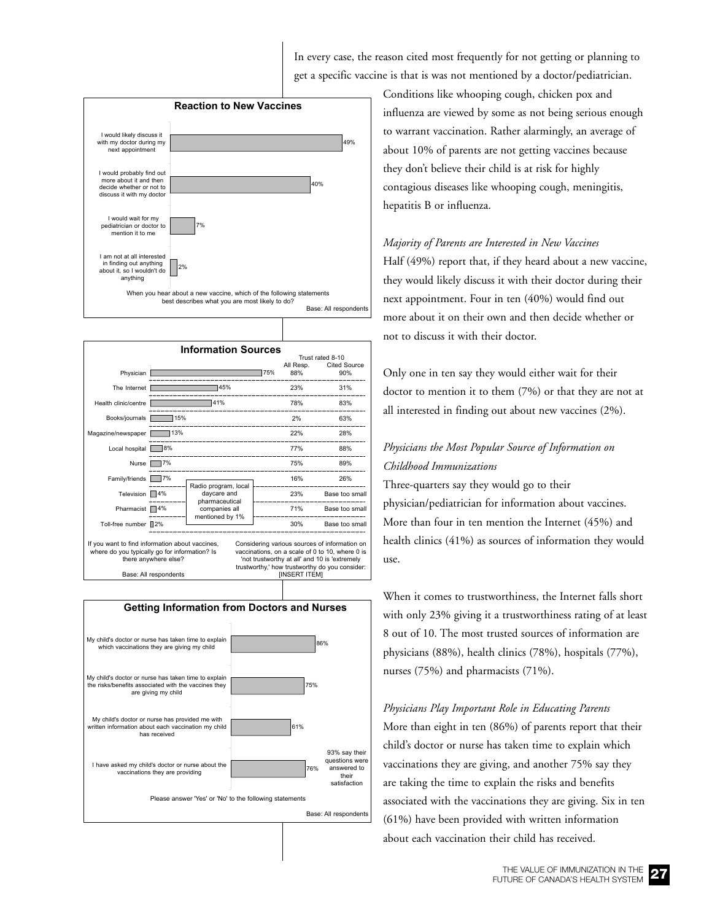In every case, the reason cited most frequently for not getting or planning to get a specific vaccine is that is was not mentioned by a doctor/pediatrician.

Conditions like whooping cough, chicken pox and influenza are viewed by some as not being serious enough to warrant vaccination. Rather alarmingly, an average of about 10% of parents are not getting vaccines because they don't believe their child is at risk for highly contagious diseases like whooping cough, meningitis, hepatitis B or influenza.

**Reaction to New Vaccines**

| Statement | % |
|---|---|
| I would likely discuss it with my doctor during my next appointment | 49% |
| I would probably find out more about it and then decide whether or not to discuss it with my doctor | 40% |
| I would wait for my pediatrician or doctor to mention it to me | 7% |
| I am not at all interested in finding out anything about it, so I wouldn't do anything | 2% |

When you hear about a new vaccine, which of the following statements best describes what you are most likely to do?

Base: All respondents

*Majority of Parents are Interested in New Vaccines*

Half (49%) report that, if they heard about a new vaccine, they would likely discuss it with their doctor during their next appointment. Four in ten (40%) would find out more about it on their own and then decide whether or not to discuss it with their doctor.

Only one in ten say they would either wait for their doctor to mention it to them (7%) or that they are not at all interested in finding out about new vaccines (2%).

**Information Sources**

| Source | % | Trust rated 8-10: All Resp. | Trust rated 8-10: Cited Source |
|---|---|---|---|
| Physician | 75% | 88% | 90% |
| The Internet | 45% | 23% | 31% |
| Health clinic/centre | 41% | 78% | 83% |
| Books/journals | 15% | 2% | 63% |
| Magazine/newspaper | 13% | 22% | 28% |
| Local hospital | 8% | 77% | 88% |
| Nurse | 7% | 75% | 89% |
| Family/friends | 7% | 16% | 26% |
| Television | 4% | 23% | Base too small |
| Pharmacist | 4% | 71% | Base too small |
| Toll-free number | 2% | 30% | Base too small |

Radio program, local daycare and pharmaceutical companies all mentioned by 1%

If you want to find information about vaccines, where do you typically go for information? Is there anywhere else?

Base: All respondents

Considering various sources of information on vaccinations, on a scale of 0 to 10, where 0 is 'not trustworthy at all' and 10 is 'extremely trustworthy,' how trustworthy do you consider: [INSERT ITEM]

*Physicians the Most Popular Source of Information on Childhood Immunizations*

Three-quarters say they would go to their physician/pediatrician for information about vaccines. More than four in ten mention the Internet (45%) and health clinics (41%) as sources of information they would use.

When it comes to trustworthiness, the Internet falls short with only 23% giving it a trustworthiness rating of at least 8 out of 10. The most trusted sources of information are physicians (88%), health clinics (78%), hospitals (77%), nurses (75%) and pharmacists (71%).

**Getting Information from Doctors and Nurses**

| Statement | % |
|---|---|
| My child's doctor or nurse has taken time to explain which vaccinations they are giving my child | 86% |
| My child's doctor or nurse has taken time to explain the risks/benefits associated with the vaccines they are giving my child | 75% |
| My child's doctor or nurse has provided me with written information about each vaccination my child has received | 61% |
| I have asked my child's doctor or nurse about the vaccinations they are providing | 76% |

93% say their questions were answered to their satisfaction

Please answer 'Yes' or 'No' to the following statements

Base: All respondents

*Physicians Play Important Role in Educating Parents*

More than eight in ten (86%) of parents report that their child's doctor or nurse has taken time to explain which vaccinations they are giving, and another 75% say they are taking the time to explain the risks and benefits associated with the vaccinations they are giving. Six in ten (61%) have been provided with written information about each vaccination their child has received.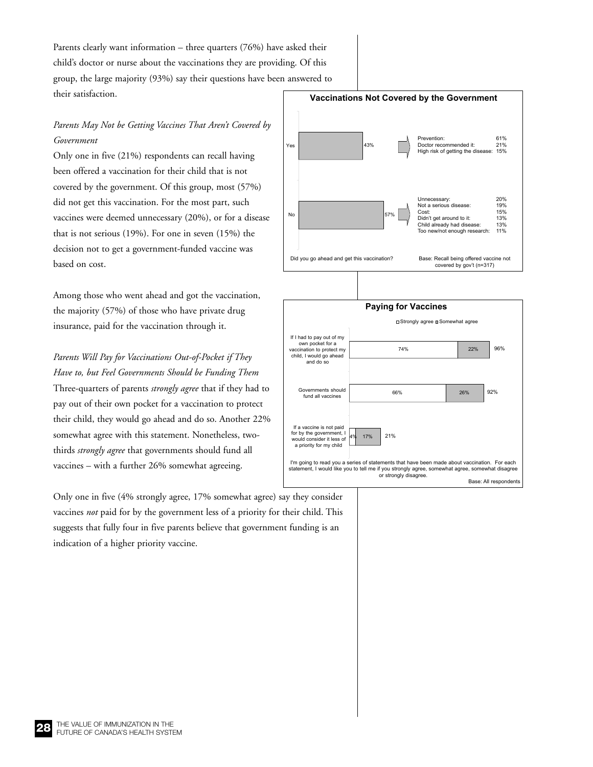Parents clearly want information – three quarters (76%) have asked their child's doctor or nurse about the vaccinations they are providing. Of this group, the large majority (93%) say their questions have been answered to their satisfaction.

*Parents May Not be Getting Vaccines That Aren't Covered by Government*

Only one in five (21%) respondents can recall having been offered a vaccination for their child that is not covered by the government. Of this group, most (57%) did not get this vaccination. For the most part, such vaccines were deemed unnecessary (20%), or for a disease that is not serious (19%). For one in seven (15%) the decision not to get a government-funded vaccine was based on cost.

Among those who went ahead and got the vaccination, the majority (57%) of those who have private drug insurance, paid for the vaccination through it.

*Parents Will Pay for Vaccinations Out-of-Pocket if They Have to, but Feel Governments Should be Funding Them*

Three-quarters of parents *strongly agree* that if they had to pay out of their own pocket for a vaccination to protect their child, they would go ahead and do so. Another 22% somewhat agree with this statement. Nonetheless, two-thirds *strongly agree* that governments should fund all vaccines – with a further 26% somewhat agreeing.

Only one in five (4% strongly agree, 17% somewhat agree) say they consider vaccines *not* paid for by the government less of a priority for their child. This suggests that fully four in five parents believe that government funding is an indication of a higher priority vaccine.

**Vaccinations Not Covered by the Government**

Yes 43%

Prevention: 61%
Doctor recommended it: 21%
High risk of getting the disease: 15%

No 57%

Unnecessary: 20%
Not a serious disease: 19%
Cost: 15%
Didn't get around to it: 13%
Child already had disease: 13%
Too new/not enough research: 11%

Did you go ahead and get this vaccination?

Base: Recall being offered vaccine not covered by gov't (n=317)

**Paying for Vaccines**

Strongly agree / Somewhat agree

If I had to pay out of my own pocket for a vaccination to protect my child, I would go ahead and do so: 74% 22% 96%

Governments should fund all vaccines: 66% 26% 92%

If a vaccine is not paid for by the government, I would consider it less of a priority for my child: 4% 17% 21%

I'm going to read you a series of statements that have been made about vaccination. For each statement, I would like you to tell me if you strongly agree, somewhat agree, somewhat disagree or strongly disagree.

Base: All respondents